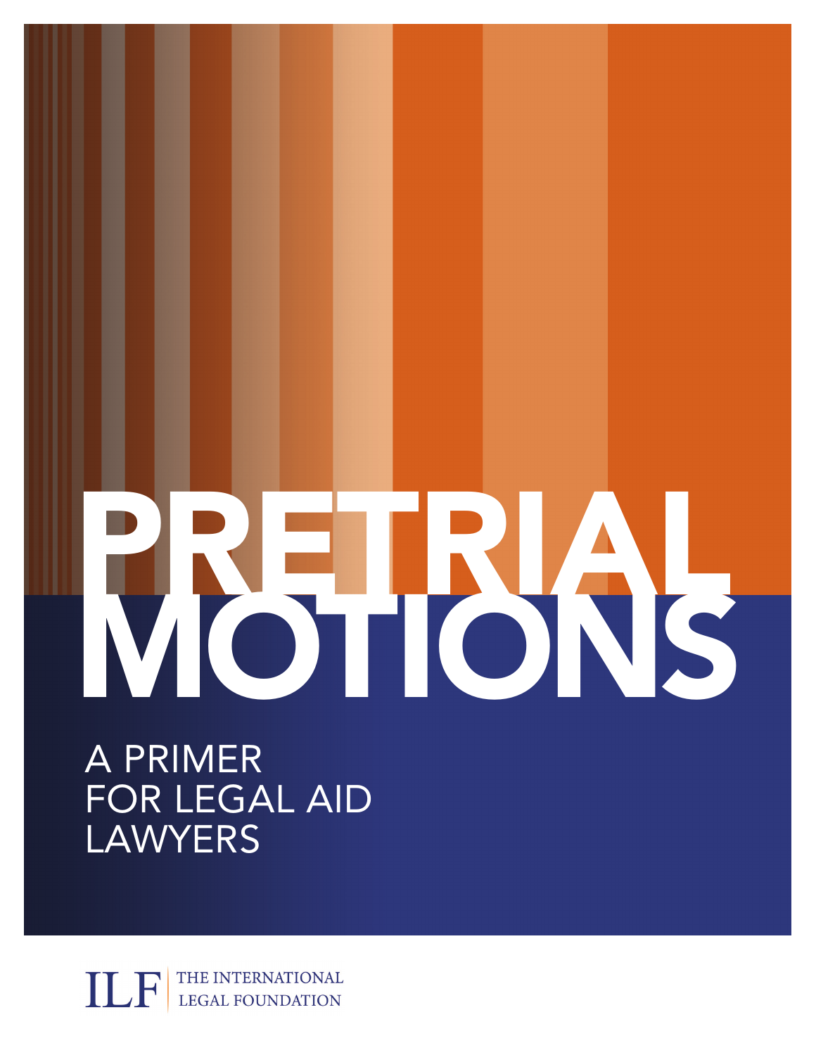# PRETRIAL MOTIONS

## A PRIMER FOR LEGAL AID LAWYERS

ILF | THE INTERNATIONAL LEGAL FOUNDATION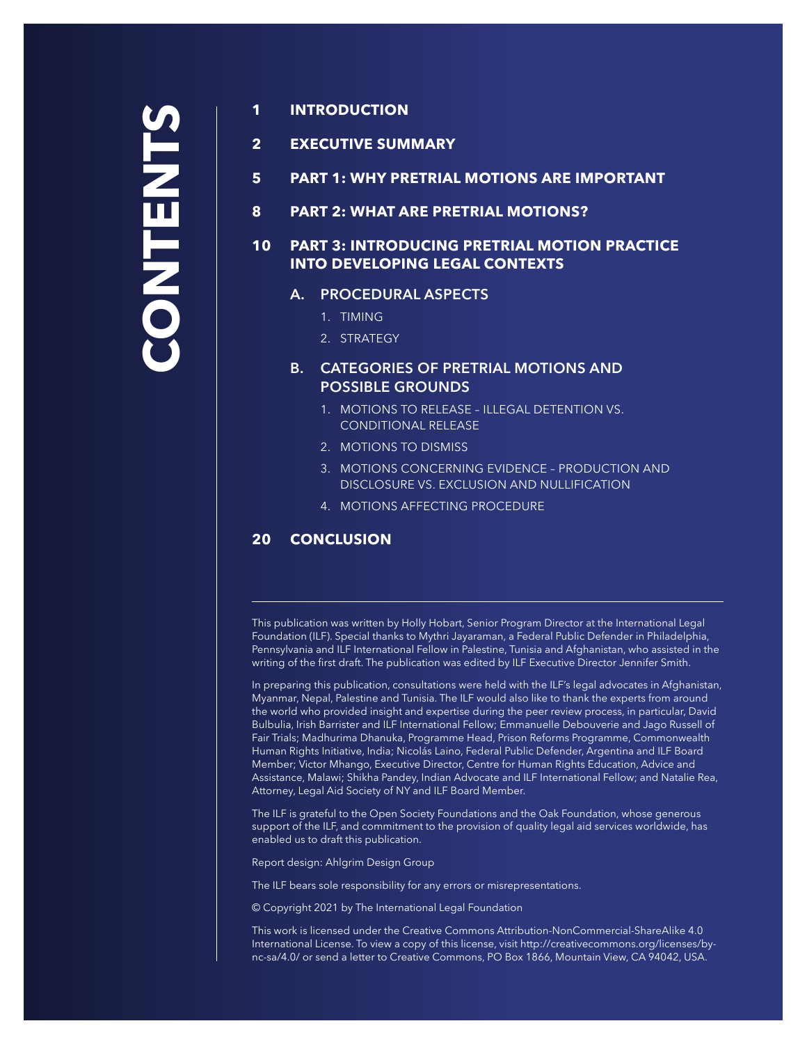# CONTENTS

**1 INTRODUCTION**

**2 EXECUTIVE SUMMARY**

**5 PART 1: WHY PRETRIAL MOTIONS ARE IMPORTANT**

**8 PART 2: WHAT ARE PRETRIAL MOTIONS?**

**10 PART 3: INTRODUCING PRETRIAL MOTION PRACTICE INTO DEVELOPING LEGAL CONTEXTS**

A. PROCEDURAL ASPECTS

1. TIMING
2. STRATEGY

B. CATEGORIES OF PRETRIAL MOTIONS AND POSSIBLE GROUNDS

1. MOTIONS TO RELEASE – ILLEGAL DETENTION VS. CONDITIONAL RELEASE
2. MOTIONS TO DISMISS
3. MOTIONS CONCERNING EVIDENCE – PRODUCTION AND DISCLOSURE VS. EXCLUSION AND NULLIFICATION
4. MOTIONS AFFECTING PROCEDURE

**20 CONCLUSION**

---

This publication was written by Holly Hobart, Senior Program Director at the International Legal Foundation (ILF). Special thanks to Mythri Jayaraman, a Federal Public Defender in Philadelphia, Pennsylvania and ILF International Fellow in Palestine, Tunisia and Afghanistan, who assisted in the writing of the first draft. The publication was edited by ILF Executive Director Jennifer Smith.

In preparing this publication, consultations were held with the ILF's legal advocates in Afghanistan, Myanmar, Nepal, Palestine and Tunisia. The ILF would also like to thank the experts from around the world who provided insight and expertise during the peer review process, in particular, David Bulbulia, Irish Barrister and ILF International Fellow; Emmanuelle Debouverie and Jago Russell of Fair Trials; Madhurima Dhanuka, Programme Head, Prison Reforms Programme, Commonwealth Human Rights Initiative, India; Nicolás Laino, Federal Public Defender, Argentina and ILF Board Member; Victor Mhango, Executive Director, Centre for Human Rights Education, Advice and Assistance, Malawi; Shikha Pandey, Indian Advocate and ILF International Fellow; and Natalie Rea, Attorney, Legal Aid Society of NY and ILF Board Member.

The ILF is grateful to the Open Society Foundations and the Oak Foundation, whose generous support of the ILF, and commitment to the provision of quality legal aid services worldwide, has enabled us to draft this publication.

Report design: Ahlgrim Design Group

The ILF bears sole responsibility for any errors or misrepresentations.

© Copyright 2021 by The International Legal Foundation

This work is licensed under the Creative Commons Attribution-NonCommercial-ShareAlike 4.0 International License. To view a copy of this license, visit http://creativecommons.org/licenses/by-nc-sa/4.0/ or send a letter to Creative Commons, PO Box 1866, Mountain View, CA 94042, USA.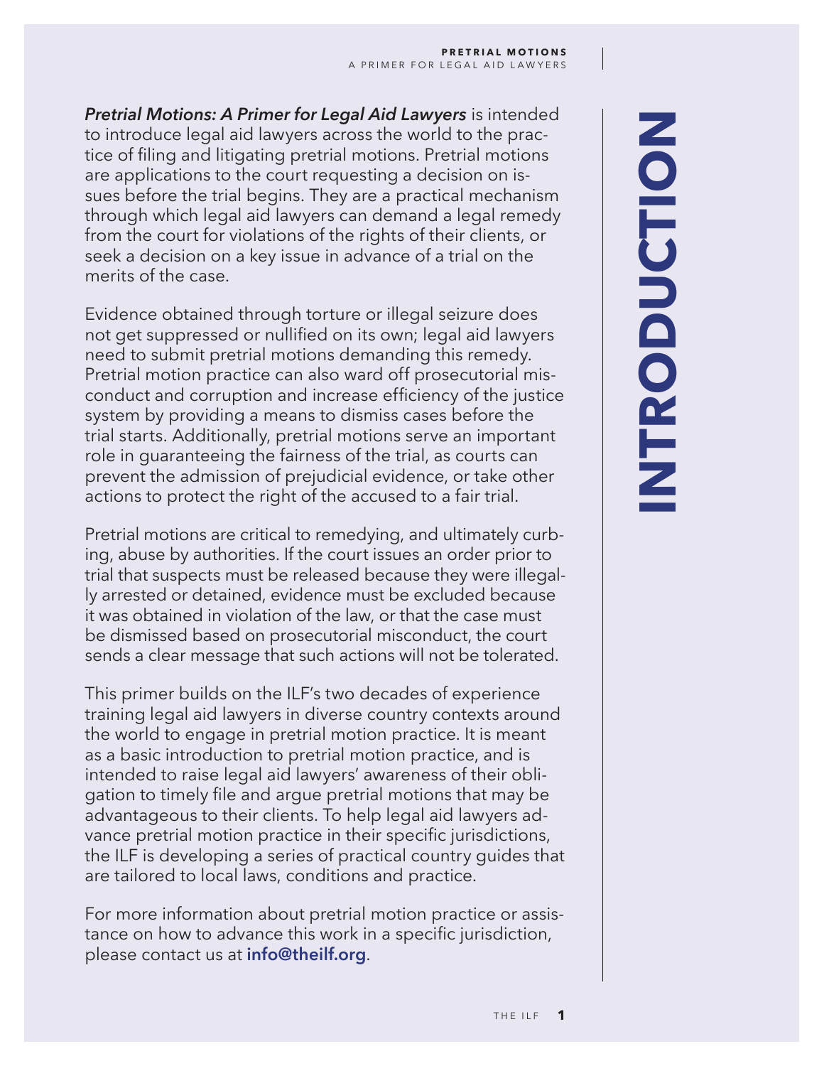# INTRODUCTION

***Pretrial Motions: A Primer for Legal Aid Lawyers*** is intended to introduce legal aid lawyers across the world to the practice of filing and litigating pretrial motions. Pretrial motions are applications to the court requesting a decision on issues before the trial begins. They are a practical mechanism through which legal aid lawyers can demand a legal remedy from the court for violations of the rights of their clients, or seek a decision on a key issue in advance of a trial on the merits of the case.

Evidence obtained through torture or illegal seizure does not get suppressed or nullified on its own; legal aid lawyers need to submit pretrial motions demanding this remedy. Pretrial motion practice can also ward off prosecutorial misconduct and corruption and increase efficiency of the justice system by providing a means to dismiss cases before the trial starts. Additionally, pretrial motions serve an important role in guaranteeing the fairness of the trial, as courts can prevent the admission of prejudicial evidence, or take other actions to protect the right of the accused to a fair trial.

Pretrial motions are critical to remedying, and ultimately curbing, abuse by authorities. If the court issues an order prior to trial that suspects must be released because they were illegally arrested or detained, evidence must be excluded because it was obtained in violation of the law, or that the case must be dismissed based on prosecutorial misconduct, the court sends a clear message that such actions will not be tolerated.

This primer builds on the ILF's two decades of experience training legal aid lawyers in diverse country contexts around the world to engage in pretrial motion practice. It is meant as a basic introduction to pretrial motion practice, and is intended to raise legal aid lawyers' awareness of their obligation to timely file and argue pretrial motions that may be advantageous to their clients. To help legal aid lawyers advance pretrial motion practice in their specific jurisdictions, the ILF is developing a series of practical country guides that are tailored to local laws, conditions and practice.

For more information about pretrial motion practice or assistance on how to advance this work in a specific jurisdiction, please contact us at **info@theilf.org**.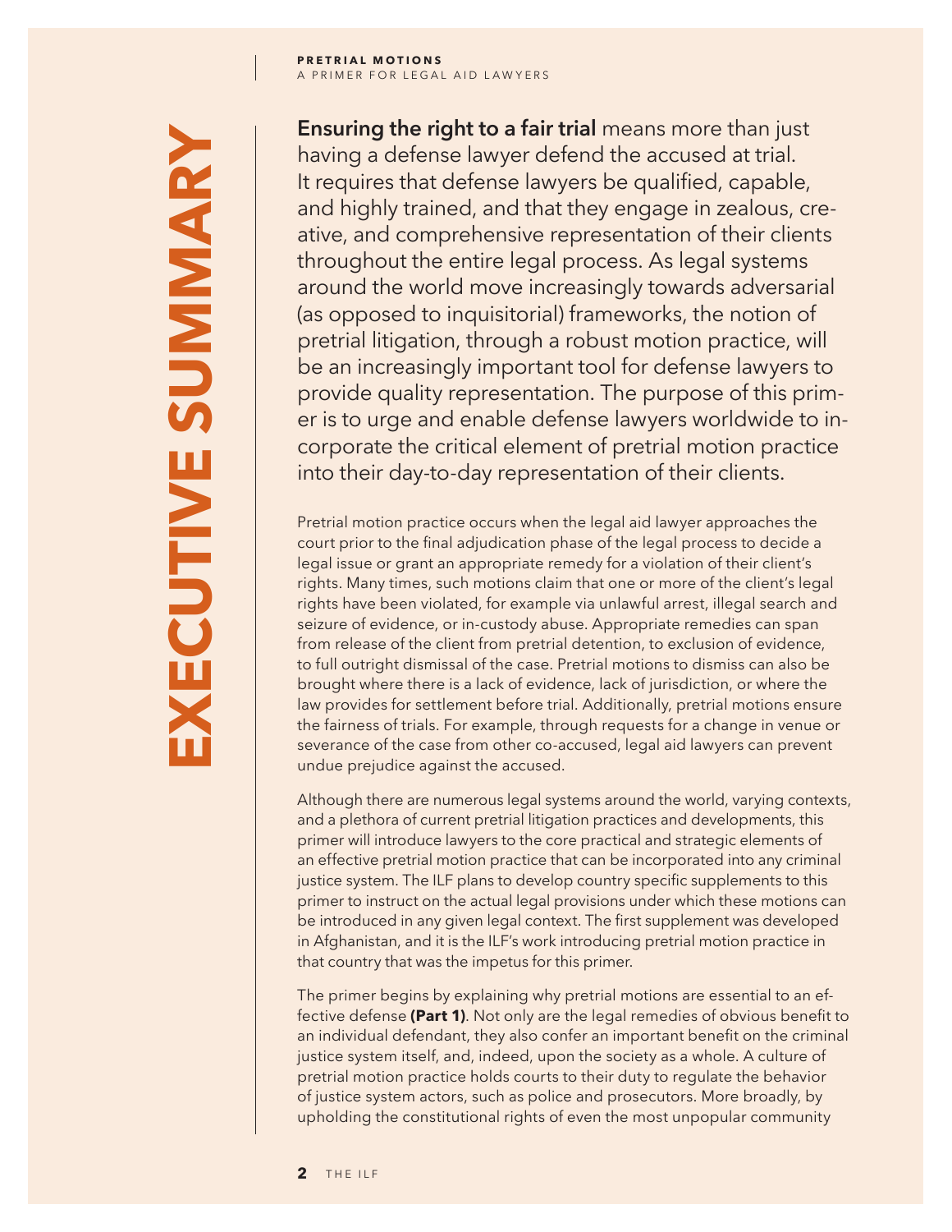# EXECUTIVE SUMMARY

**Ensuring the right to a fair trial** means more than just having a defense lawyer defend the accused at trial. It requires that defense lawyers be qualified, capable, and highly trained, and that they engage in zealous, creative, and comprehensive representation of their clients throughout the entire legal process. As legal systems around the world move increasingly towards adversarial (as opposed to inquisitorial) frameworks, the notion of pretrial litigation, through a robust motion practice, will be an increasingly important tool for defense lawyers to provide quality representation. The purpose of this primer is to urge and enable defense lawyers worldwide to incorporate the critical element of pretrial motion practice into their day-to-day representation of their clients.

Pretrial motion practice occurs when the legal aid lawyer approaches the court prior to the final adjudication phase of the legal process to decide a legal issue or grant an appropriate remedy for a violation of their client's rights. Many times, such motions claim that one or more of the client's legal rights have been violated, for example via unlawful arrest, illegal search and seizure of evidence, or in-custody abuse. Appropriate remedies can span from release of the client from pretrial detention, to exclusion of evidence, to full outright dismissal of the case. Pretrial motions to dismiss can also be brought where there is a lack of evidence, lack of jurisdiction, or where the law provides for settlement before trial. Additionally, pretrial motions ensure the fairness of trials. For example, through requests for a change in venue or severance of the case from other co-accused, legal aid lawyers can prevent undue prejudice against the accused.

Although there are numerous legal systems around the world, varying contexts, and a plethora of current pretrial litigation practices and developments, this primer will introduce lawyers to the core practical and strategic elements of an effective pretrial motion practice that can be incorporated into any criminal justice system. The ILF plans to develop country specific supplements to this primer to instruct on the actual legal provisions under which these motions can be introduced in any given legal context. The first supplement was developed in Afghanistan, and it is the ILF's work introducing pretrial motion practice in that country that was the impetus for this primer.

The primer begins by explaining why pretrial motions are essential to an effective defense **(Part 1)**. Not only are the legal remedies of obvious benefit to an individual defendant, they also confer an important benefit on the criminal justice system itself, and, indeed, upon the society as a whole. A culture of pretrial motion practice holds courts to their duty to regulate the behavior of justice system actors, such as police and prosecutors. More broadly, by upholding the constitutional rights of even the most unpopular community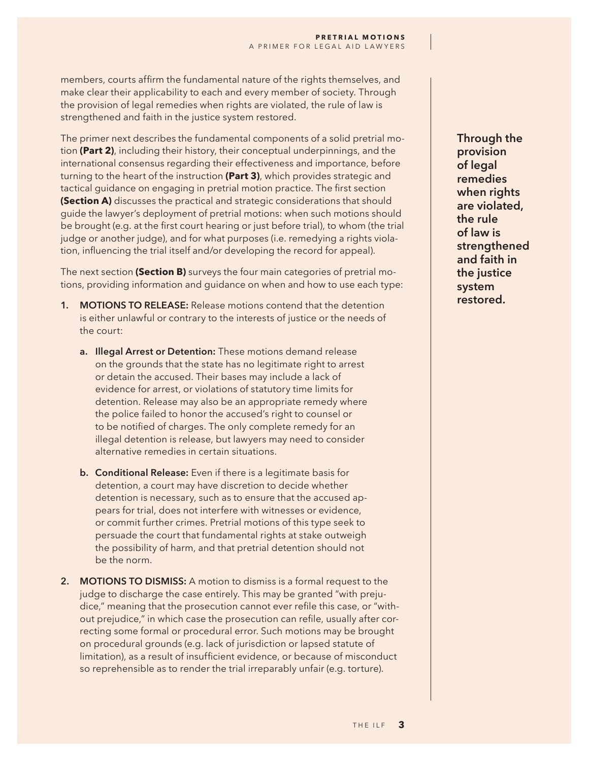members, courts affirm the fundamental nature of the rights themselves, and make clear their applicability to each and every member of society. Through the provision of legal remedies when rights are violated, the rule of law is strengthened and faith in the justice system restored.

The primer next describes the fundamental components of a solid pretrial motion **(Part 2)**, including their history, their conceptual underpinnings, and the international consensus regarding their effectiveness and importance, before turning to the heart of the instruction **(Part 3)**, which provides strategic and tactical guidance on engaging in pretrial motion practice. The first section **(Section A)** discusses the practical and strategic considerations that should guide the lawyer's deployment of pretrial motions: when such motions should be brought (e.g. at the first court hearing or just before trial), to whom (the trial judge or another judge), and for what purposes (i.e. remedying a rights violation, influencing the trial itself and/or developing the record for appeal).

**Through the provision of legal remedies when rights are violated, the rule of law is strengthened and faith in the justice system restored.**

The next section **(Section B)** surveys the four main categories of pretrial motions, providing information and guidance on when and how to use each type:

1. **MOTIONS TO RELEASE:** Release motions contend that the detention is either unlawful or contrary to the interests of justice or the needs of the court:

   a. **Illegal Arrest or Detention:** These motions demand release on the grounds that the state has no legitimate right to arrest or detain the accused. Their bases may include a lack of evidence for arrest, or violations of statutory time limits for detention. Release may also be an appropriate remedy where the police failed to honor the accused's right to counsel or to be notified of charges. The only complete remedy for an illegal detention is release, but lawyers may need to consider alternative remedies in certain situations.

   b. **Conditional Release:** Even if there is a legitimate basis for detention, a court may have discretion to decide whether detention is necessary, such as to ensure that the accused appears for trial, does not interfere with witnesses or evidence, or commit further crimes. Pretrial motions of this type seek to persuade the court that fundamental rights at stake outweigh the possibility of harm, and that pretrial detention should not be the norm.

2. **MOTIONS TO DISMISS:** A motion to dismiss is a formal request to the judge to discharge the case entirely. This may be granted "with prejudice," meaning that the prosecution cannot ever refile this case, or "without prejudice," in which case the prosecution can refile, usually after correcting some formal or procedural error. Such motions may be brought on procedural grounds (e.g. lack of jurisdiction or lapsed statute of limitation), as a result of insufficient evidence, or because of misconduct so reprehensible as to render the trial irreparably unfair (e.g. torture).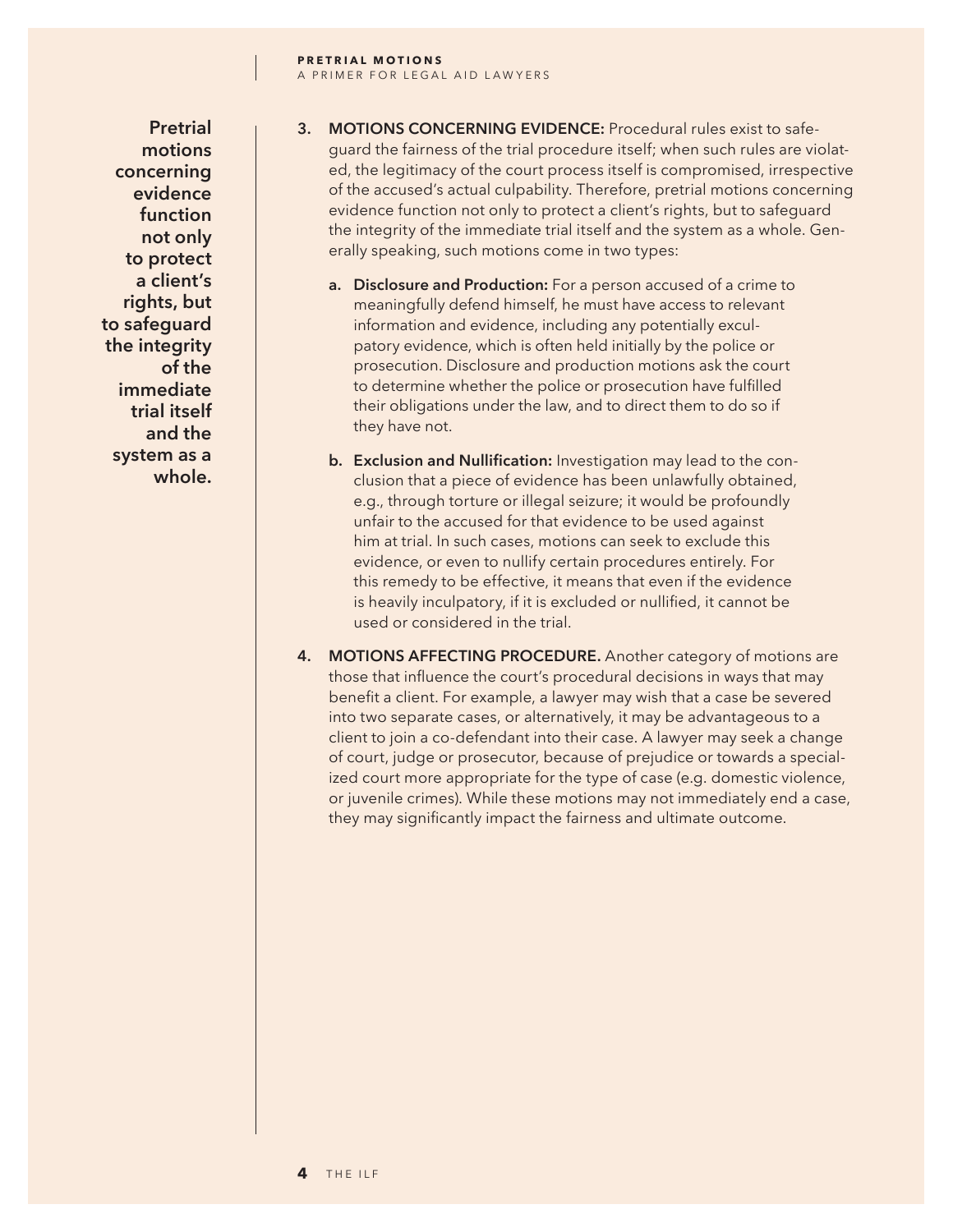**Pretrial motions concerning evidence function not only to protect a client's rights, but to safeguard the integrity of the immediate trial itself and the system as a whole.**

3. **MOTIONS CONCERNING EVIDENCE:** Procedural rules exist to safeguard the fairness of the trial procedure itself; when such rules are violated, the legitimacy of the court process itself is compromised, irrespective of the accused's actual culpability. Therefore, pretrial motions concerning evidence function not only to protect a client's rights, but to safeguard the integrity of the immediate trial itself and the system as a whole. Generally speaking, such motions come in two types:

   a. **Disclosure and Production:** For a person accused of a crime to meaningfully defend himself, he must have access to relevant information and evidence, including any potentially exculpatory evidence, which is often held initially by the police or prosecution. Disclosure and production motions ask the court to determine whether the police or prosecution have fulfilled their obligations under the law, and to direct them to do so if they have not.

   b. **Exclusion and Nullification:** Investigation may lead to the conclusion that a piece of evidence has been unlawfully obtained, e.g., through torture or illegal seizure; it would be profoundly unfair to the accused for that evidence to be used against him at trial. In such cases, motions can seek to exclude this evidence, or even to nullify certain procedures entirely. For this remedy to be effective, it means that even if the evidence is heavily inculpatory, if it is excluded or nullified, it cannot be used or considered in the trial.

4. **MOTIONS AFFECTING PROCEDURE.** Another category of motions are those that influence the court's procedural decisions in ways that may benefit a client. For example, a lawyer may wish that a case be severed into two separate cases, or alternatively, it may be advantageous to a client to join a co-defendant into their case. A lawyer may seek a change of court, judge or prosecutor, because of prejudice or towards a specialized court more appropriate for the type of case (e.g. domestic violence, or juvenile crimes). While these motions may not immediately end a case, they may significantly impact the fairness and ultimate outcome.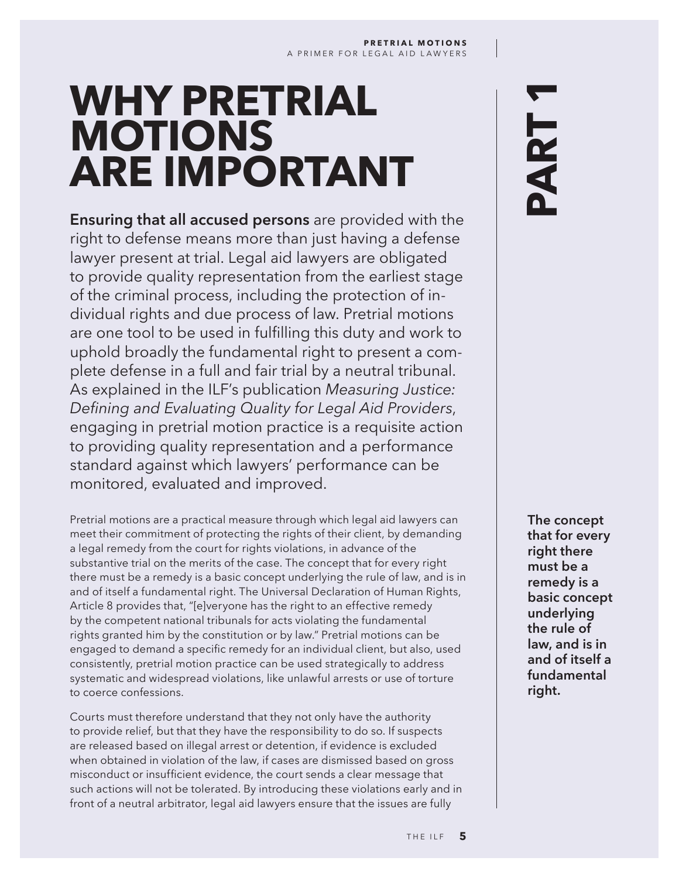# PART 1

# WHY PRETRIAL MOTIONS ARE IMPORTANT

**Ensuring that all accused persons** are provided with the right to defense means more than just having a defense lawyer present at trial. Legal aid lawyers are obligated to provide quality representation from the earliest stage of the criminal process, including the protection of individual rights and due process of law. Pretrial motions are one tool to be used in fulfilling this duty and work to uphold broadly the fundamental right to present a complete defense in a full and fair trial by a neutral tribunal. As explained in the ILF's publication *Measuring Justice: Defining and Evaluating Quality for Legal Aid Providers*, engaging in pretrial motion practice is a requisite action to providing quality representation and a performance standard against which lawyers' performance can be monitored, evaluated and improved.

Pretrial motions are a practical measure through which legal aid lawyers can meet their commitment of protecting the rights of their client, by demanding a legal remedy from the court for rights violations, in advance of the substantive trial on the merits of the case. The concept that for every right there must be a remedy is a basic concept underlying the rule of law, and is in and of itself a fundamental right. The Universal Declaration of Human Rights, Article 8 provides that, "[e]veryone has the right to an effective remedy by the competent national tribunals for acts violating the fundamental rights granted him by the constitution or by law." Pretrial motions can be engaged to demand a specific remedy for an individual client, but also, used consistently, pretrial motion practice can be used strategically to address systematic and widespread violations, like unlawful arrests or use of torture to coerce confessions.

**The concept that for every right there must be a remedy is a basic concept underlying the rule of law, and is in and of itself a fundamental right.**

Courts must therefore understand that they not only have the authority to provide relief, but that they have the responsibility to do so. If suspects are released based on illegal arrest or detention, if evidence is excluded when obtained in violation of the law, if cases are dismissed based on gross misconduct or insufficient evidence, the court sends a clear message that such actions will not be tolerated. By introducing these violations early and in front of a neutral arbitrator, legal aid lawyers ensure that the issues are fully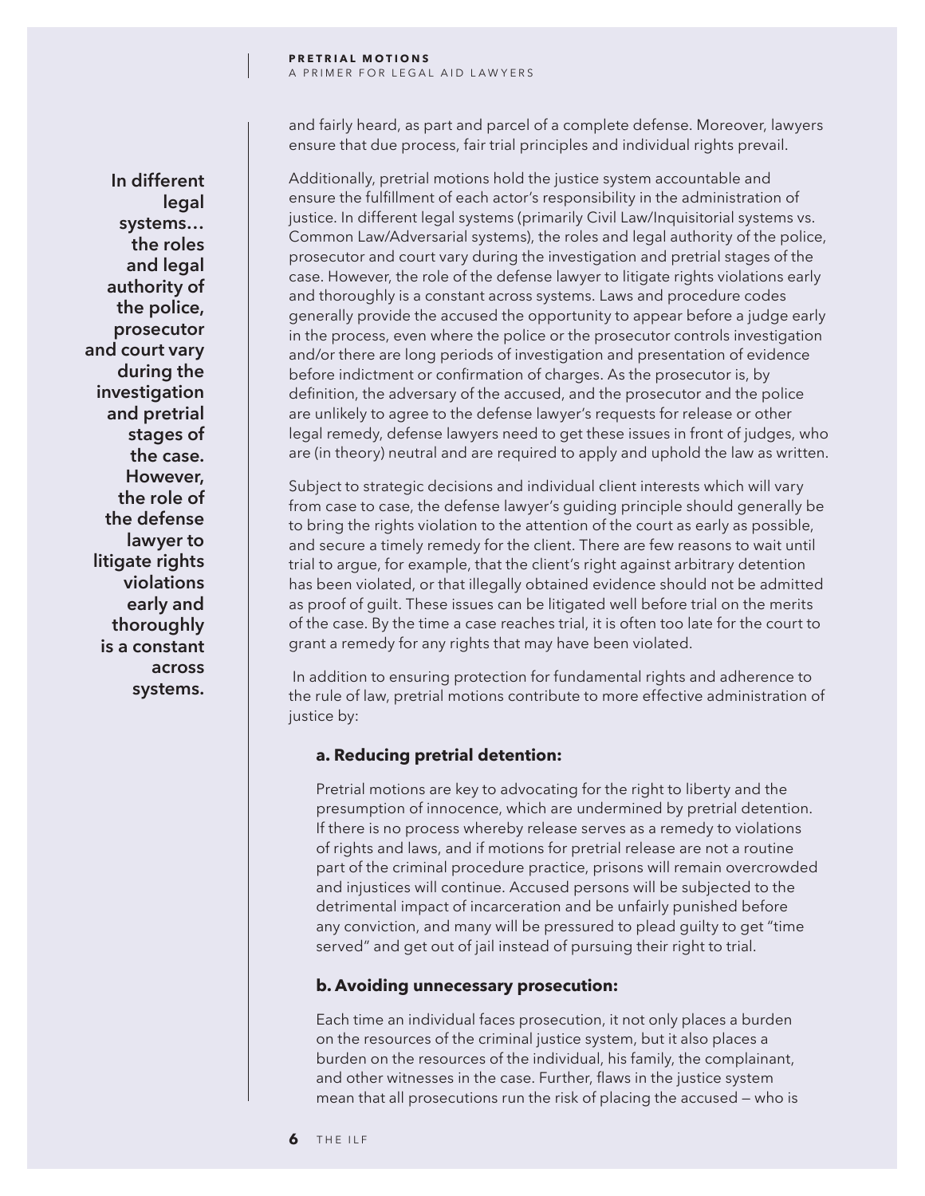and fairly heard, as part and parcel of a complete defense. Moreover, lawyers ensure that due process, fair trial principles and individual rights prevail.

**In different legal systems… the roles and legal authority of the police, prosecutor and court vary during the investigation and pretrial stages of the case. However, the role of the defense lawyer to litigate rights violations early and thoroughly is a constant across systems.**

Additionally, pretrial motions hold the justice system accountable and ensure the fulfillment of each actor's responsibility in the administration of justice. In different legal systems (primarily Civil Law/Inquisitorial systems vs. Common Law/Adversarial systems), the roles and legal authority of the police, prosecutor and court vary during the investigation and pretrial stages of the case. However, the role of the defense lawyer to litigate rights violations early and thoroughly is a constant across systems. Laws and procedure codes generally provide the accused the opportunity to appear before a judge early in the process, even where the police or the prosecutor controls investigation and/or there are long periods of investigation and presentation of evidence before indictment or confirmation of charges. As the prosecutor is, by definition, the adversary of the accused, and the prosecutor and the police are unlikely to agree to the defense lawyer's requests for release or other legal remedy, defense lawyers need to get these issues in front of judges, who are (in theory) neutral and are required to apply and uphold the law as written.

Subject to strategic decisions and individual client interests which will vary from case to case, the defense lawyer's guiding principle should generally be to bring the rights violation to the attention of the court as early as possible, and secure a timely remedy for the client. There are few reasons to wait until trial to argue, for example, that the client's right against arbitrary detention has been violated, or that illegally obtained evidence should not be admitted as proof of guilt. These issues can be litigated well before trial on the merits of the case. By the time a case reaches trial, it is often too late for the court to grant a remedy for any rights that may have been violated.

In addition to ensuring protection for fundamental rights and adherence to the rule of law, pretrial motions contribute to more effective administration of justice by:

**a. Reducing pretrial detention:**

Pretrial motions are key to advocating for the right to liberty and the presumption of innocence, which are undermined by pretrial detention. If there is no process whereby release serves as a remedy to violations of rights and laws, and if motions for pretrial release are not a routine part of the criminal procedure practice, prisons will remain overcrowded and injustices will continue. Accused persons will be subjected to the detrimental impact of incarceration and be unfairly punished before any conviction, and many will be pressured to plead guilty to get "time served" and get out of jail instead of pursuing their right to trial.

**b. Avoiding unnecessary prosecution:**

Each time an individual faces prosecution, it not only places a burden on the resources of the criminal justice system, but it also places a burden on the resources of the individual, his family, the complainant, and other witnesses in the case. Further, flaws in the justice system mean that all prosecutions run the risk of placing the accused — who is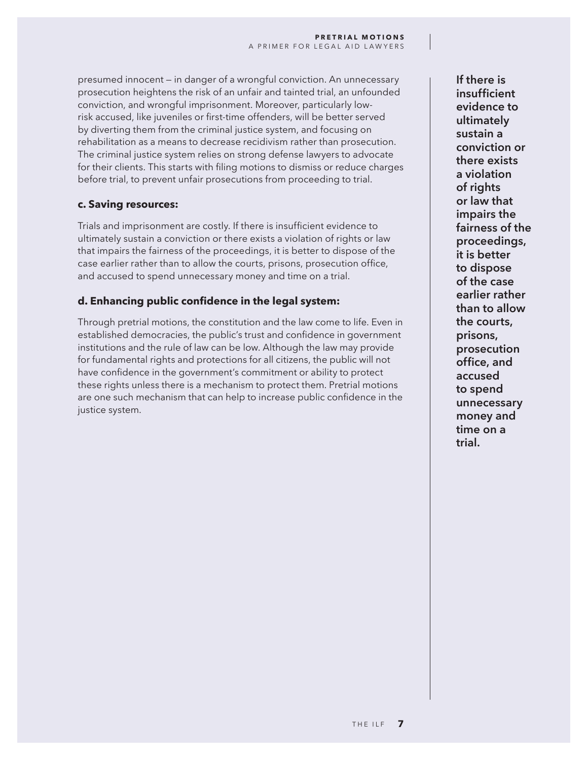presumed innocent — in danger of a wrongful conviction. An unnecessary prosecution heightens the risk of an unfair and tainted trial, an unfounded conviction, and wrongful imprisonment. Moreover, particularly low-risk accused, like juveniles or first-time offenders, will be better served by diverting them from the criminal justice system, and focusing on rehabilitation as a means to decrease recidivism rather than prosecution. The criminal justice system relies on strong defense lawyers to advocate for their clients. This starts with filing motions to dismiss or reduce charges before trial, to prevent unfair prosecutions from proceeding to trial.

**c. Saving resources:**

Trials and imprisonment are costly. If there is insufficient evidence to ultimately sustain a conviction or there exists a violation of rights or law that impairs the fairness of the proceedings, it is better to dispose of the case earlier rather than to allow the courts, prisons, prosecution office, and accused to spend unnecessary money and time on a trial.

**d. Enhancing public confidence in the legal system:**

Through pretrial motions, the constitution and the law come to life. Even in established democracies, the public's trust and confidence in government institutions and the rule of law can be low. Although the law may provide for fundamental rights and protections for all citizens, the public will not have confidence in the government's commitment or ability to protect these rights unless there is a mechanism to protect them. Pretrial motions are one such mechanism that can help to increase public confidence in the justice system.

**If there is insufficient evidence to ultimately sustain a conviction or there exists a violation of rights or law that impairs the fairness of the proceedings, it is better to dispose of the case earlier rather than to allow the courts, prisons, prosecution office, and accused to spend unnecessary money and time on a trial.**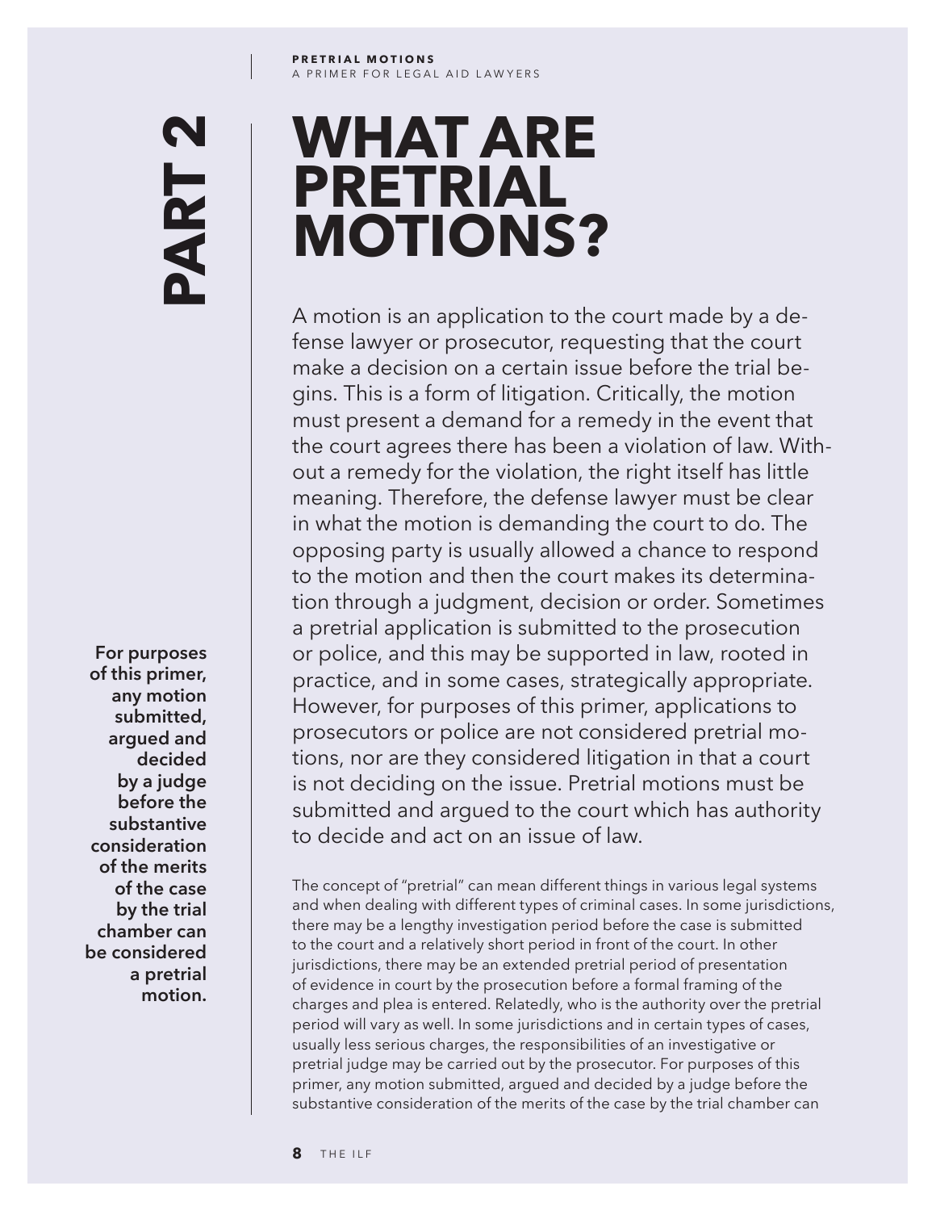**PART 2**

# WHAT ARE PRETRIAL MOTIONS?

A motion is an application to the court made by a defense lawyer or prosecutor, requesting that the court make a decision on a certain issue before the trial begins. This is a form of litigation. Critically, the motion must present a demand for a remedy in the event that the court agrees there has been a violation of law. Without a remedy for the violation, the right itself has little meaning. Therefore, the defense lawyer must be clear in what the motion is demanding the court to do. The opposing party is usually allowed a chance to respond to the motion and then the court makes its determination through a judgment, decision or order. Sometimes a pretrial application is submitted to the prosecution or police, and this may be supported in law, rooted in practice, and in some cases, strategically appropriate. However, for purposes of this primer, applications to prosecutors or police are not considered pretrial motions, nor are they considered litigation in that a court is not deciding on the issue. Pretrial motions must be submitted and argued to the court which has authority to decide and act on an issue of law.

**For purposes of this primer, any motion submitted, argued and decided by a judge before the substantive consideration of the merits of the case by the trial chamber can be considered a pretrial motion.**

The concept of "pretrial" can mean different things in various legal systems and when dealing with different types of criminal cases. In some jurisdictions, there may be a lengthy investigation period before the case is submitted to the court and a relatively short period in front of the court. In other jurisdictions, there may be an extended pretrial period of presentation of evidence in court by the prosecution before a formal framing of the charges and plea is entered. Relatedly, who is the authority over the pretrial period will vary as well. In some jurisdictions and in certain types of cases, usually less serious charges, the responsibilities of an investigative or pretrial judge may be carried out by the prosecutor. For purposes of this primer, any motion submitted, argued and decided by a judge before the substantive consideration of the merits of the case by the trial chamber can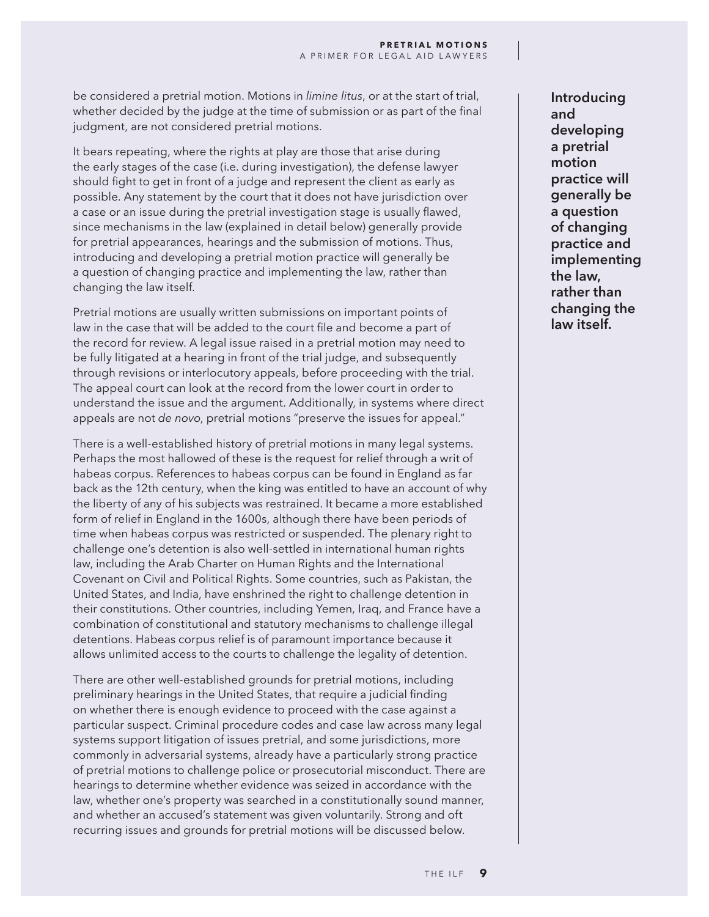be considered a pretrial motion. Motions in *limine litus*, or at the start of trial, whether decided by the judge at the time of submission or as part of the final judgment, are not considered pretrial motions.

It bears repeating, where the rights at play are those that arise during the early stages of the case (i.e. during investigation), the defense lawyer should fight to get in front of a judge and represent the client as early as possible. Any statement by the court that it does not have jurisdiction over a case or an issue during the pretrial investigation stage is usually flawed, since mechanisms in the law (explained in detail below) generally provide for pretrial appearances, hearings and the submission of motions. Thus, introducing and developing a pretrial motion practice will generally be a question of changing practice and implementing the law, rather than changing the law itself.

**Introducing and developing a pretrial motion practice will generally be a question of changing practice and implementing the law, rather than changing the law itself.**

Pretrial motions are usually written submissions on important points of law in the case that will be added to the court file and become a part of the record for review. A legal issue raised in a pretrial motion may need to be fully litigated at a hearing in front of the trial judge, and subsequently through revisions or interlocutory appeals, before proceeding with the trial. The appeal court can look at the record from the lower court in order to understand the issue and the argument. Additionally, in systems where direct appeals are not *de novo*, pretrial motions "preserve the issues for appeal."

There is a well-established history of pretrial motions in many legal systems. Perhaps the most hallowed of these is the request for relief through a writ of habeas corpus. References to habeas corpus can be found in England as far back as the 12th century, when the king was entitled to have an account of why the liberty of any of his subjects was restrained. It became a more established form of relief in England in the 1600s, although there have been periods of time when habeas corpus was restricted or suspended. The plenary right to challenge one's detention is also well-settled in international human rights law, including the Arab Charter on Human Rights and the International Covenant on Civil and Political Rights. Some countries, such as Pakistan, the United States, and India, have enshrined the right to challenge detention in their constitutions. Other countries, including Yemen, Iraq, and France have a combination of constitutional and statutory mechanisms to challenge illegal detentions. Habeas corpus relief is of paramount importance because it allows unlimited access to the courts to challenge the legality of detention.

There are other well-established grounds for pretrial motions, including preliminary hearings in the United States, that require a judicial finding on whether there is enough evidence to proceed with the case against a particular suspect. Criminal procedure codes and case law across many legal systems support litigation of issues pretrial, and some jurisdictions, more commonly in adversarial systems, already have a particularly strong practice of pretrial motions to challenge police or prosecutorial misconduct. There are hearings to determine whether evidence was seized in accordance with the law, whether one's property was searched in a constitutionally sound manner, and whether an accused's statement was given voluntarily. Strong and oft recurring issues and grounds for pretrial motions will be discussed below.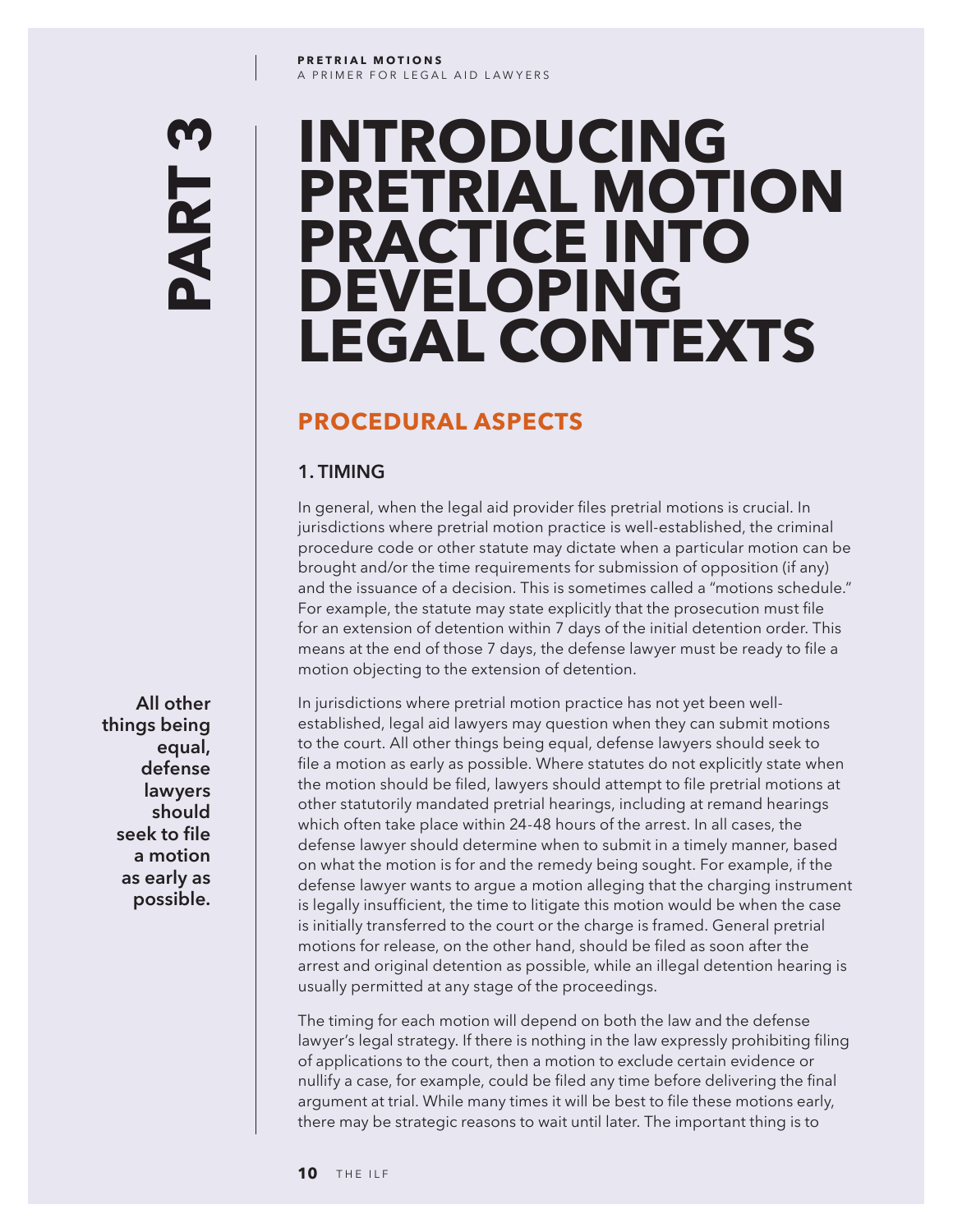# PART 3

# INTRODUCING PRETRIAL MOTION PRACTICE INTO DEVELOPING LEGAL CONTEXTS

## PROCEDURAL ASPECTS

### 1. TIMING

In general, when the legal aid provider files pretrial motions is crucial. In jurisdictions where pretrial motion practice is well-established, the criminal procedure code or other statute may dictate when a particular motion can be brought and/or the time requirements for submission of opposition (if any) and the issuance of a decision. This is sometimes called a "motions schedule." For example, the statute may state explicitly that the prosecution must file for an extension of detention within 7 days of the initial detention order. This means at the end of those 7 days, the defense lawyer must be ready to file a motion objecting to the extension of detention.

**All other things being equal, defense lawyers should seek to file a motion as early as possible.**

In jurisdictions where pretrial motion practice has not yet been well-established, legal aid lawyers may question when they can submit motions to the court. All other things being equal, defense lawyers should seek to file a motion as early as possible. Where statutes do not explicitly state when the motion should be filed, lawyers should attempt to file pretrial motions at other statutorily mandated pretrial hearings, including at remand hearings which often take place within 24-48 hours of the arrest. In all cases, the defense lawyer should determine when to submit in a timely manner, based on what the motion is for and the remedy being sought. For example, if the defense lawyer wants to argue a motion alleging that the charging instrument is legally insufficient, the time to litigate this motion would be when the case is initially transferred to the court or the charge is framed. General pretrial motions for release, on the other hand, should be filed as soon after the arrest and original detention as possible, while an illegal detention hearing is usually permitted at any stage of the proceedings.

The timing for each motion will depend on both the law and the defense lawyer's legal strategy. If there is nothing in the law expressly prohibiting filing of applications to the court, then a motion to exclude certain evidence or nullify a case, for example, could be filed any time before delivering the final argument at trial. While many times it will be best to file these motions early, there may be strategic reasons to wait until later. The important thing is to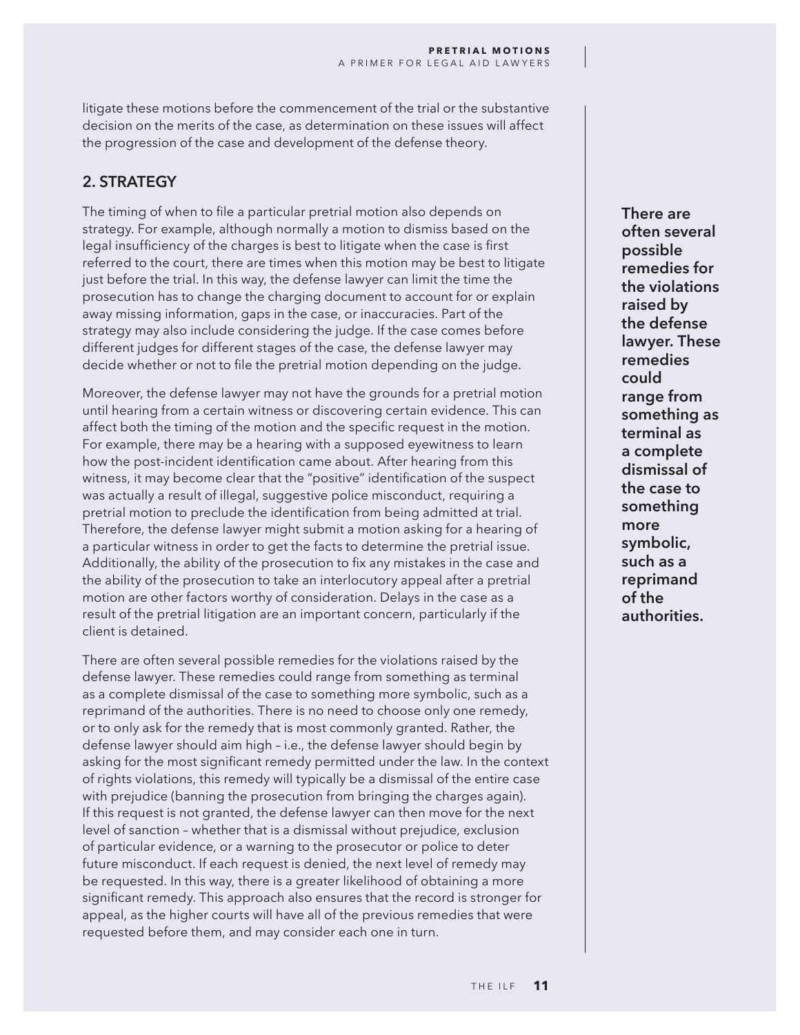litigate these motions before the commencement of the trial or the substantive decision on the merits of the case, as determination on these issues will affect the progression of the case and development of the defense theory.

## 2. STRATEGY

The timing of when to file a particular pretrial motion also depends on strategy. For example, although normally a motion to dismiss based on the legal insufficiency of the charges is best to litigate when the case is first referred to the court, there are times when this motion may be best to litigate just before the trial. In this way, the defense lawyer can limit the time the prosecution has to change the charging document to account for or explain away missing information, gaps in the case, or inaccuracies. Part of the strategy may also include considering the judge. If the case comes before different judges for different stages of the case, the defense lawyer may decide whether or not to file the pretrial motion depending on the judge.

Moreover, the defense lawyer may not have the grounds for a pretrial motion until hearing from a certain witness or discovering certain evidence. This can affect both the timing of the motion and the specific request in the motion. For example, there may be a hearing with a supposed eyewitness to learn how the post-incident identification came about. After hearing from this witness, it may become clear that the "positive" identification of the suspect was actually a result of illegal, suggestive police misconduct, requiring a pretrial motion to preclude the identification from being admitted at trial. Therefore, the defense lawyer might submit a motion asking for a hearing of a particular witness in order to get the facts to determine the pretrial issue. Additionally, the ability of the prosecution to fix any mistakes in the case and the ability of the prosecution to take an interlocutory appeal after a pretrial motion are other factors worthy of consideration. Delays in the case as a result of the pretrial litigation are an important concern, particularly if the client is detained.

There are often several possible remedies for the violations raised by the defense lawyer. These remedies could range from something as terminal as a complete dismissal of the case to something more symbolic, such as a reprimand of the authorities. There is no need to choose only one remedy, or to only ask for the remedy that is most commonly granted. Rather, the defense lawyer should aim high – i.e., the defense lawyer should begin by asking for the most significant remedy permitted under the law. In the context of rights violations, this remedy will typically be a dismissal of the entire case with prejudice (banning the prosecution from bringing the charges again). If this request is not granted, the defense lawyer can then move for the next level of sanction – whether that is a dismissal without prejudice, exclusion of particular evidence, or a warning to the prosecutor or police to deter future misconduct. If each request is denied, the next level of remedy may be requested. In this way, there is a greater likelihood of obtaining a more significant remedy. This approach also ensures that the record is stronger for appeal, as the higher courts will have all of the previous remedies that were requested before them, and may consider each one in turn.

**There are often several possible remedies for the violations raised by the defense lawyer. These remedies could range from something as terminal as a complete dismissal of the case to something more symbolic, such as a reprimand of the authorities.**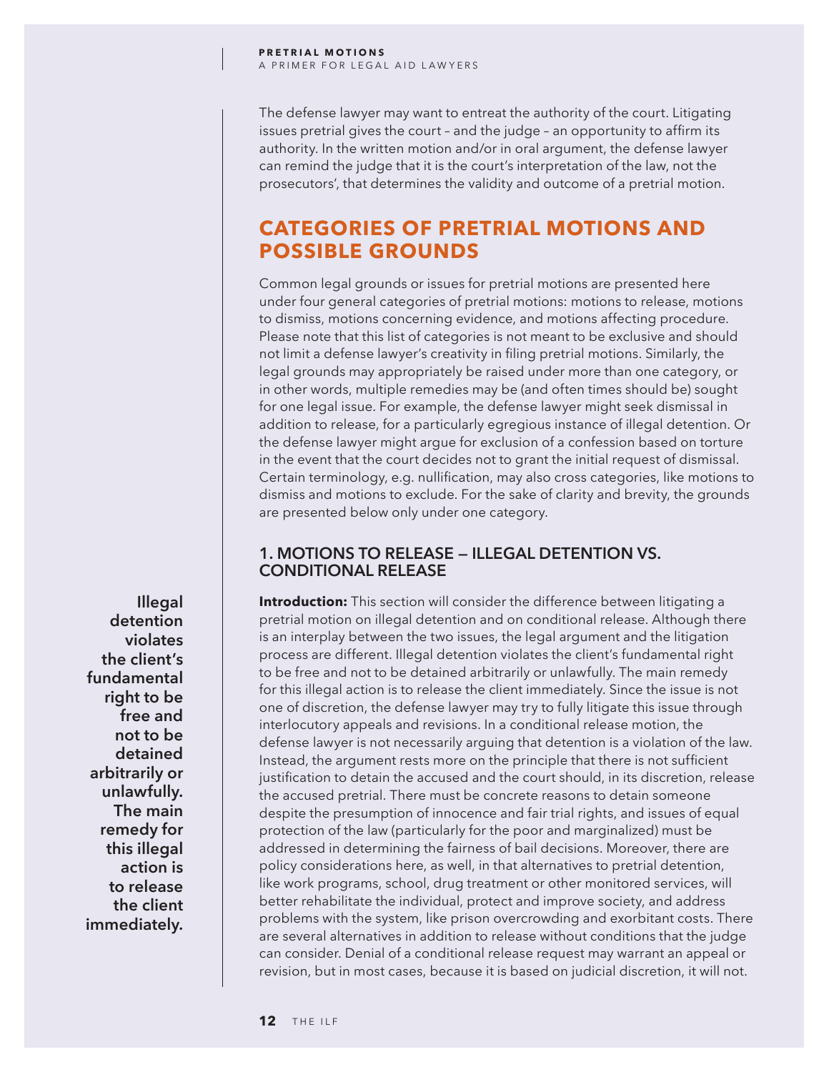The defense lawyer may want to entreat the authority of the court. Litigating issues pretrial gives the court – and the judge – an opportunity to affirm its authority. In the written motion and/or in oral argument, the defense lawyer can remind the judge that it is the court's interpretation of the law, not the prosecutors', that determines the validity and outcome of a pretrial motion.

## CATEGORIES OF PRETRIAL MOTIONS AND POSSIBLE GROUNDS

Common legal grounds or issues for pretrial motions are presented here under four general categories of pretrial motions: motions to release, motions to dismiss, motions concerning evidence, and motions affecting procedure. Please note that this list of categories is not meant to be exclusive and should not limit a defense lawyer's creativity in filing pretrial motions. Similarly, the legal grounds may appropriately be raised under more than one category, or in other words, multiple remedies may be (and often times should be) sought for one legal issue. For example, the defense lawyer might seek dismissal in addition to release, for a particularly egregious instance of illegal detention. Or the defense lawyer might argue for exclusion of a confession based on torture in the event that the court decides not to grant the initial request of dismissal. Certain terminology, e.g. nullification, may also cross categories, like motions to dismiss and motions to exclude. For the sake of clarity and brevity, the grounds are presented below only under one category.

### 1. MOTIONS TO RELEASE — ILLEGAL DETENTION VS. CONDITIONAL RELEASE

**Illegal detention violates the client's fundamental right to be free and not to be detained arbitrarily or unlawfully. The main remedy for this illegal action is to release the client immediately.**

**Introduction:** This section will consider the difference between litigating a pretrial motion on illegal detention and on conditional release. Although there is an interplay between the two issues, the legal argument and the litigation process are different. Illegal detention violates the client's fundamental right to be free and not to be detained arbitrarily or unlawfully. The main remedy for this illegal action is to release the client immediately. Since the issue is not one of discretion, the defense lawyer may try to fully litigate this issue through interlocutory appeals and revisions. In a conditional release motion, the defense lawyer is not necessarily arguing that detention is a violation of the law. Instead, the argument rests more on the principle that there is not sufficient justification to detain the accused and the court should, in its discretion, release the accused pretrial. There must be concrete reasons to detain someone despite the presumption of innocence and fair trial rights, and issues of equal protection of the law (particularly for the poor and marginalized) must be addressed in determining the fairness of bail decisions. Moreover, there are policy considerations here, as well, in that alternatives to pretrial detention, like work programs, school, drug treatment or other monitored services, will better rehabilitate the individual, protect and improve society, and address problems with the system, like prison overcrowding and exorbitant costs. There are several alternatives in addition to release without conditions that the judge can consider. Denial of a conditional release request may warrant an appeal or revision, but in most cases, because it is based on judicial discretion, it will not.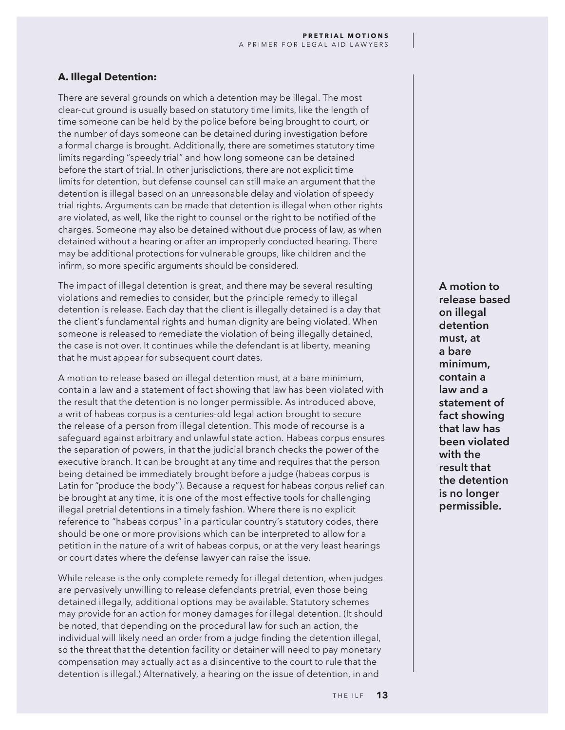### A. Illegal Detention:

There are several grounds on which a detention may be illegal. The most clear-cut ground is usually based on statutory time limits, like the length of time someone can be held by the police before being brought to court, or the number of days someone can be detained during investigation before a formal charge is brought. Additionally, there are sometimes statutory time limits regarding "speedy trial" and how long someone can be detained before the start of trial. In other jurisdictions, there are not explicit time limits for detention, but defense counsel can still make an argument that the detention is illegal based on an unreasonable delay and violation of speedy trial rights. Arguments can be made that detention is illegal when other rights are violated, as well, like the right to counsel or the right to be notified of the charges. Someone may also be detained without due process of law, as when detained without a hearing or after an improperly conducted hearing. There may be additional protections for vulnerable groups, like children and the infirm, so more specific arguments should be considered.

The impact of illegal detention is great, and there may be several resulting violations and remedies to consider, but the principle remedy to illegal detention is release. Each day that the client is illegally detained is a day that the client's fundamental rights and human dignity are being violated. When someone is released to remediate the violation of being illegally detained, the case is not over. It continues while the defendant is at liberty, meaning that he must appear for subsequent court dates.

A motion to release based on illegal detention must, at a bare minimum, contain a law and a statement of fact showing that law has been violated with the result that the detention is no longer permissible. As introduced above, a writ of habeas corpus is a centuries-old legal action brought to secure the release of a person from illegal detention. This mode of recourse is a safeguard against arbitrary and unlawful state action. Habeas corpus ensures the separation of powers, in that the judicial branch checks the power of the executive branch. It can be brought at any time and requires that the person being detained be immediately brought before a judge (habeas corpus is Latin for "produce the body"). Because a request for habeas corpus relief can be brought at any time, it is one of the most effective tools for challenging illegal pretrial detentions in a timely fashion. Where there is no explicit reference to "habeas corpus" in a particular country's statutory codes, there should be one or more provisions which can be interpreted to allow for a petition in the nature of a writ of habeas corpus, or at the very least hearings or court dates where the defense lawyer can raise the issue.

**A motion to release based on illegal detention must, at a bare minimum, contain a law and a statement of fact showing that law has been violated with the result that the detention is no longer permissible.**

While release is the only complete remedy for illegal detention, when judges are pervasively unwilling to release defendants pretrial, even those being detained illegally, additional options may be available. Statutory schemes may provide for an action for money damages for illegal detention. (It should be noted, that depending on the procedural law for such an action, the individual will likely need an order from a judge finding the detention illegal, so the threat that the detention facility or detainer will need to pay monetary compensation may actually act as a disincentive to the court to rule that the detention is illegal.) Alternatively, a hearing on the issue of detention, in and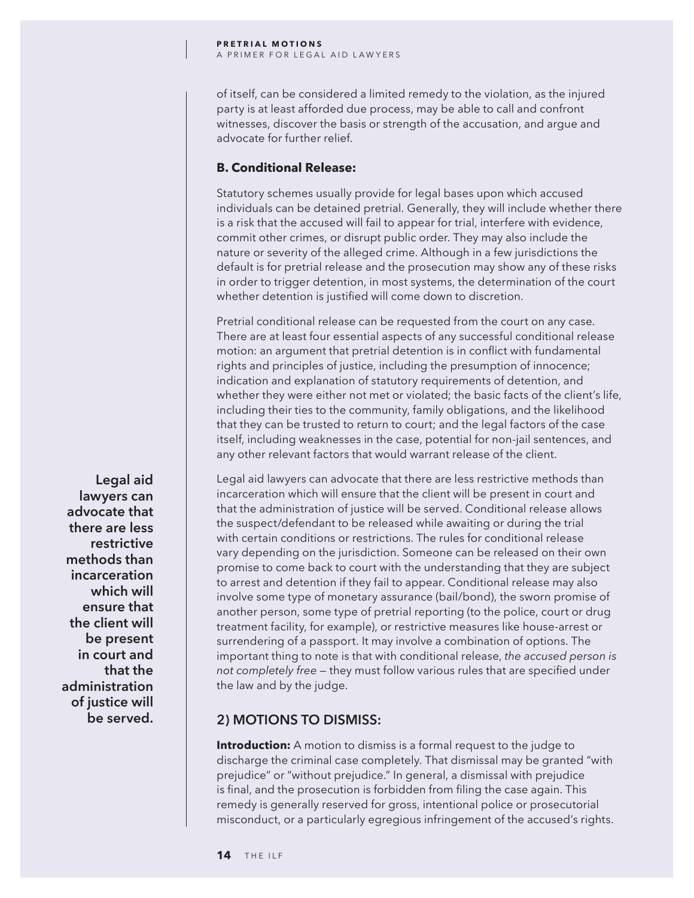of itself, can be considered a limited remedy to the violation, as the injured party is at least afforded due process, may be able to call and confront witnesses, discover the basis or strength of the accusation, and argue and advocate for further relief.

**B. Conditional Release:**

Statutory schemes usually provide for legal bases upon which accused individuals can be detained pretrial. Generally, they will include whether there is a risk that the accused will fail to appear for trial, interfere with evidence, commit other crimes, or disrupt public order. They may also include the nature or severity of the alleged crime. Although in a few jurisdictions the default is for pretrial release and the prosecution may show any of these risks in order to trigger detention, in most systems, the determination of the court whether detention is justified will come down to discretion.

Pretrial conditional release can be requested from the court on any case. There are at least four essential aspects of any successful conditional release motion: an argument that pretrial detention is in conflict with fundamental rights and principles of justice, including the presumption of innocence; indication and explanation of statutory requirements of detention, and whether they were either not met or violated; the basic facts of the client's life, including their ties to the community, family obligations, and the likelihood that they can be trusted to return to court; and the legal factors of the case itself, including weaknesses in the case, potential for non-jail sentences, and any other relevant factors that would warrant release of the client.

**Legal aid lawyers can advocate that there are less restrictive methods than incarceration which will ensure that the client will be present in court and that the administration of justice will be served.**

Legal aid lawyers can advocate that there are less restrictive methods than incarceration which will ensure that the client will be present in court and that the administration of justice will be served. Conditional release allows the suspect/defendant to be released while awaiting or during the trial with certain conditions or restrictions. The rules for conditional release vary depending on the jurisdiction. Someone can be released on their own promise to come back to court with the understanding that they are subject to arrest and detention if they fail to appear. Conditional release may also involve some type of monetary assurance (bail/bond), the sworn promise of another person, some type of pretrial reporting (to the police, court or drug treatment facility, for example), or restrictive measures like house-arrest or surrendering of a passport. It may involve a combination of options. The important thing to note is that with conditional release, *the accused person is not completely free* — they must follow various rules that are specified under the law and by the judge.

## 2) MOTIONS TO DISMISS:

**Introduction:** A motion to dismiss is a formal request to the judge to discharge the criminal case completely. That dismissal may be granted "with prejudice" or "without prejudice." In general, a dismissal with prejudice is final, and the prosecution is forbidden from filing the case again. This remedy is generally reserved for gross, intentional police or prosecutorial misconduct, or a particularly egregious infringement of the accused's rights.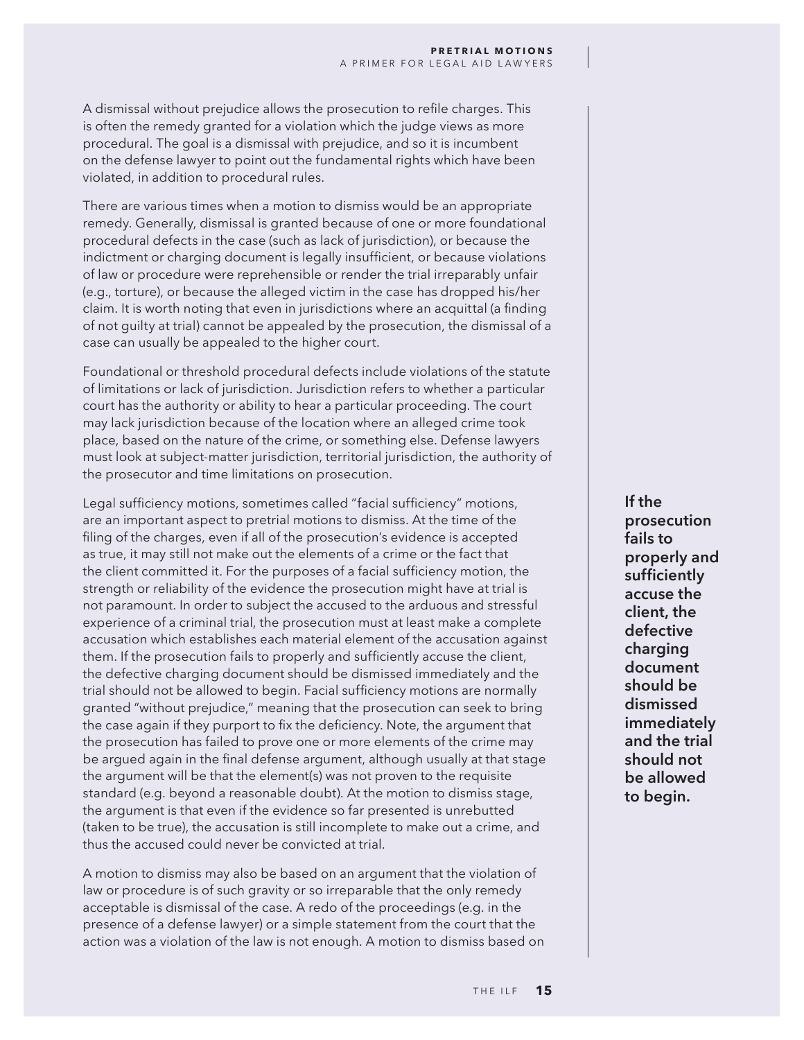A dismissal without prejudice allows the prosecution to refile charges. This is often the remedy granted for a violation which the judge views as more procedural. The goal is a dismissal with prejudice, and so it is incumbent on the defense lawyer to point out the fundamental rights which have been violated, in addition to procedural rules.

There are various times when a motion to dismiss would be an appropriate remedy. Generally, dismissal is granted because of one or more foundational procedural defects in the case (such as lack of jurisdiction), or because the indictment or charging document is legally insufficient, or because violations of law or procedure were reprehensible or render the trial irreparably unfair (e.g., torture), or because the alleged victim in the case has dropped his/her claim. It is worth noting that even in jurisdictions where an acquittal (a finding of not guilty at trial) cannot be appealed by the prosecution, the dismissal of a case can usually be appealed to the higher court.

Foundational or threshold procedural defects include violations of the statute of limitations or lack of jurisdiction. Jurisdiction refers to whether a particular court has the authority or ability to hear a particular proceeding. The court may lack jurisdiction because of the location where an alleged crime took place, based on the nature of the crime, or something else. Defense lawyers must look at subject-matter jurisdiction, territorial jurisdiction, the authority of the prosecutor and time limitations on prosecution.

Legal sufficiency motions, sometimes called "facial sufficiency" motions, are an important aspect to pretrial motions to dismiss. At the time of the filing of the charges, even if all of the prosecution's evidence is accepted as true, it may still not make out the elements of a crime or the fact that the client committed it. For the purposes of a facial sufficiency motion, the strength or reliability of the evidence the prosecution might have at trial is not paramount. In order to subject the accused to the arduous and stressful experience of a criminal trial, the prosecution must at least make a complete accusation which establishes each material element of the accusation against them. If the prosecution fails to properly and sufficiently accuse the client, the defective charging document should be dismissed immediately and the trial should not be allowed to begin. Facial sufficiency motions are normally granted "without prejudice," meaning that the prosecution can seek to bring the case again if they purport to fix the deficiency. Note, the argument that the prosecution has failed to prove one or more elements of the crime may be argued again in the final defense argument, although usually at that stage the argument will be that the element(s) was not proven to the requisite standard (e.g. beyond a reasonable doubt). At the motion to dismiss stage, the argument is that even if the evidence so far presented is unrebutted (taken to be true), the accusation is still incomplete to make out a crime, and thus the accused could never be convicted at trial.

**If the prosecution fails to properly and sufficiently accuse the client, the defective charging document should be dismissed immediately and the trial should not be allowed to begin.**

A motion to dismiss may also be based on an argument that the violation of law or procedure is of such gravity or so irreparable that the only remedy acceptable is dismissal of the case. A redo of the proceedings (e.g. in the presence of a defense lawyer) or a simple statement from the court that the action was a violation of the law is not enough. A motion to dismiss based on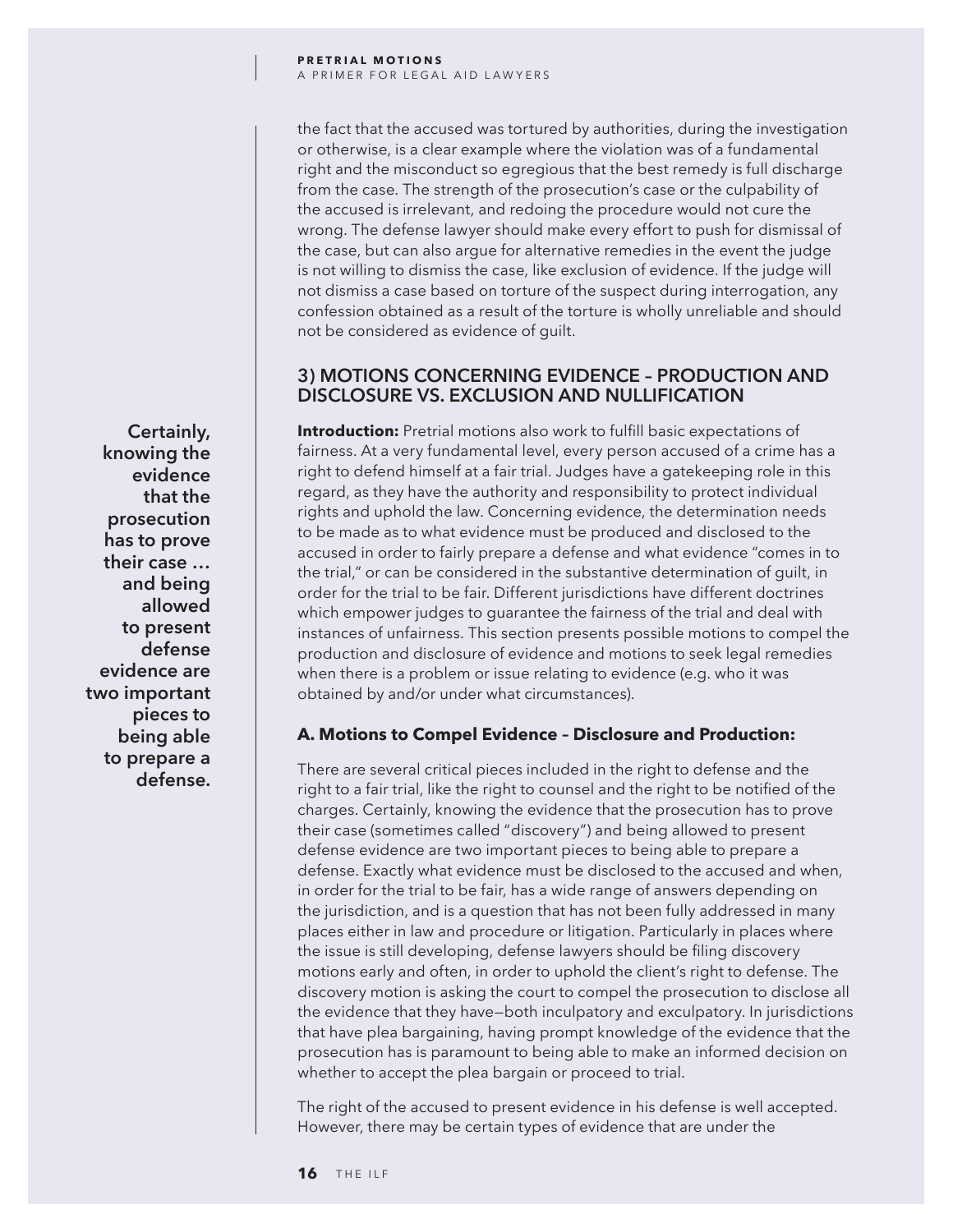the fact that the accused was tortured by authorities, during the investigation or otherwise, is a clear example where the violation was of a fundamental right and the misconduct so egregious that the best remedy is full discharge from the case. The strength of the prosecution's case or the culpability of the accused is irrelevant, and redoing the procedure would not cure the wrong. The defense lawyer should make every effort to push for dismissal of the case, but can also argue for alternative remedies in the event the judge is not willing to dismiss the case, like exclusion of evidence. If the judge will not dismiss a case based on torture of the suspect during interrogation, any confession obtained as a result of the torture is wholly unreliable and should not be considered as evidence of guilt.

## 3) MOTIONS CONCERNING EVIDENCE – PRODUCTION AND DISCLOSURE VS. EXCLUSION AND NULLIFICATION

**Introduction:** Pretrial motions also work to fulfill basic expectations of fairness. At a very fundamental level, every person accused of a crime has a right to defend himself at a fair trial. Judges have a gatekeeping role in this regard, as they have the authority and responsibility to protect individual rights and uphold the law. Concerning evidence, the determination needs to be made as to what evidence must be produced and disclosed to the accused in order to fairly prepare a defense and what evidence "comes in to the trial," or can be considered in the substantive determination of guilt, in order for the trial to be fair. Different jurisdictions have different doctrines which empower judges to guarantee the fairness of the trial and deal with instances of unfairness. This section presents possible motions to compel the production and disclosure of evidence and motions to seek legal remedies when there is a problem or issue relating to evidence (e.g. who it was obtained by and/or under what circumstances).

> **Certainly, knowing the evidence that the prosecution has to prove their case … and being allowed to present defense evidence are two important pieces to being able to prepare a defense.**

### A. Motions to Compel Evidence – Disclosure and Production:

There are several critical pieces included in the right to defense and the right to a fair trial, like the right to counsel and the right to be notified of the charges. Certainly, knowing the evidence that the prosecution has to prove their case (sometimes called "discovery") and being allowed to present defense evidence are two important pieces to being able to prepare a defense. Exactly what evidence must be disclosed to the accused and when, in order for the trial to be fair, has a wide range of answers depending on the jurisdiction, and is a question that has not been fully addressed in many places either in law and procedure or litigation. Particularly in places where the issue is still developing, defense lawyers should be filing discovery motions early and often, in order to uphold the client's right to defense. The discovery motion is asking the court to compel the prosecution to disclose all the evidence that they have—both inculpatory and exculpatory. In jurisdictions that have plea bargaining, having prompt knowledge of the evidence that the prosecution has is paramount to being able to make an informed decision on whether to accept the plea bargain or proceed to trial.

The right of the accused to present evidence in his defense is well accepted. However, there may be certain types of evidence that are under the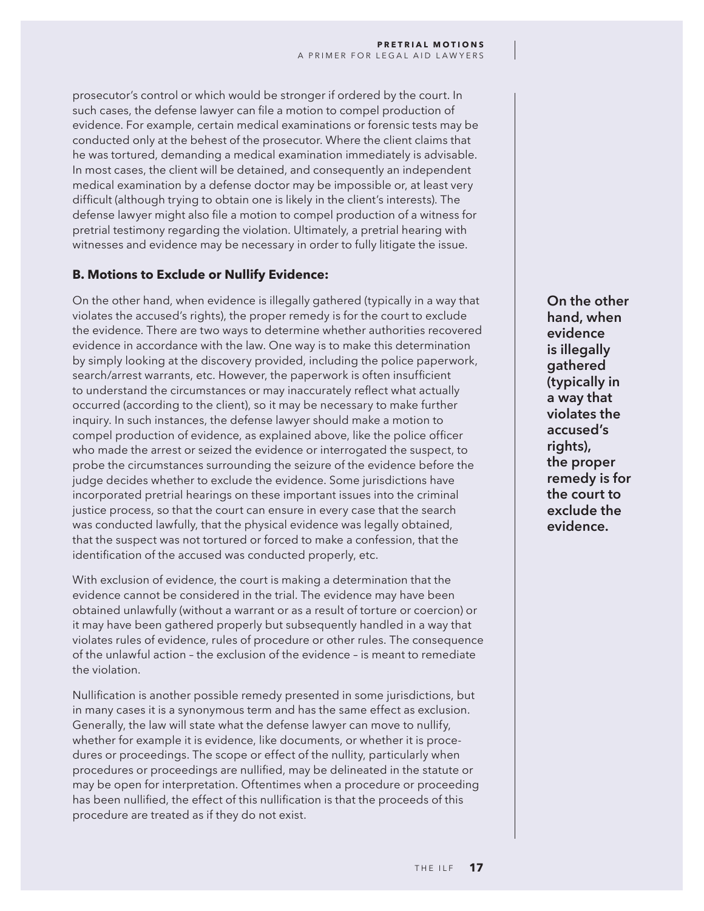prosecutor's control or which would be stronger if ordered by the court. In such cases, the defense lawyer can file a motion to compel production of evidence. For example, certain medical examinations or forensic tests may be conducted only at the behest of the prosecutor. Where the client claims that he was tortured, demanding a medical examination immediately is advisable. In most cases, the client will be detained, and consequently an independent medical examination by a defense doctor may be impossible or, at least very difficult (although trying to obtain one is likely in the client's interests). The defense lawyer might also file a motion to compel production of a witness for pretrial testimony regarding the violation. Ultimately, a pretrial hearing with witnesses and evidence may be necessary in order to fully litigate the issue.

### B. Motions to Exclude or Nullify Evidence:

On the other hand, when evidence is illegally gathered (typically in a way that violates the accused's rights), the proper remedy is for the court to exclude the evidence. There are two ways to determine whether authorities recovered evidence in accordance with the law. One way is to make this determination by simply looking at the discovery provided, including the police paperwork, search/arrest warrants, etc. However, the paperwork is often insufficient to understand the circumstances or may inaccurately reflect what actually occurred (according to the client), so it may be necessary to make further inquiry. In such instances, the defense lawyer should make a motion to compel production of evidence, as explained above, like the police officer who made the arrest or seized the evidence or interrogated the suspect, to probe the circumstances surrounding the seizure of the evidence before the judge decides whether to exclude the evidence. Some jurisdictions have incorporated pretrial hearings on these important issues into the criminal justice process, so that the court can ensure in every case that the search was conducted lawfully, that the physical evidence was legally obtained, that the suspect was not tortured or forced to make a confession, that the identification of the accused was conducted properly, etc.

**On the other hand, when evidence is illegally gathered (typically in a way that violates the accused's rights), the proper remedy is for the court to exclude the evidence.**

With exclusion of evidence, the court is making a determination that the evidence cannot be considered in the trial. The evidence may have been obtained unlawfully (without a warrant or as a result of torture or coercion) or it may have been gathered properly but subsequently handled in a way that violates rules of evidence, rules of procedure or other rules. The consequence of the unlawful action – the exclusion of the evidence – is meant to remediate the violation.

Nullification is another possible remedy presented in some jurisdictions, but in many cases it is a synonymous term and has the same effect as exclusion. Generally, the law will state what the defense lawyer can move to nullify, whether for example it is evidence, like documents, or whether it is procedures or proceedings. The scope or effect of the nullity, particularly when procedures or proceedings are nullified, may be delineated in the statute or may be open for interpretation. Oftentimes when a procedure or proceeding has been nullified, the effect of this nullification is that the proceeds of this procedure are treated as if they do not exist.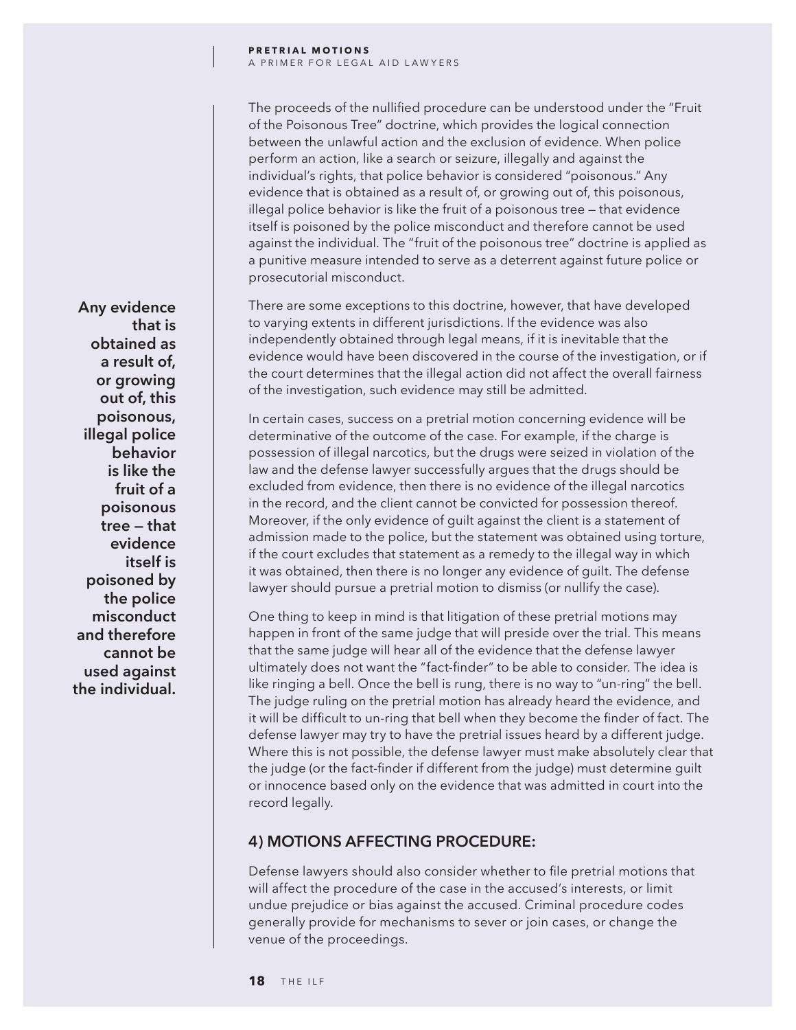The proceeds of the nullified procedure can be understood under the "Fruit of the Poisonous Tree" doctrine, which provides the logical connection between the unlawful action and the exclusion of evidence. When police perform an action, like a search or seizure, illegally and against the individual's rights, that police behavior is considered "poisonous." Any evidence that is obtained as a result of, or growing out of, this poisonous, illegal police behavior is like the fruit of a poisonous tree — that evidence itself is poisoned by the police misconduct and therefore cannot be used against the individual. The "fruit of the poisonous tree" doctrine is applied as a punitive measure intended to serve as a deterrent against future police or prosecutorial misconduct.

**Any evidence that is obtained as a result of, or growing out of, this poisonous, illegal police behavior is like the fruit of a poisonous tree — that evidence itself is poisoned by the police misconduct and therefore cannot be used against the individual.**

There are some exceptions to this doctrine, however, that have developed to varying extents in different jurisdictions. If the evidence was also independently obtained through legal means, if it is inevitable that the evidence would have been discovered in the course of the investigation, or if the court determines that the illegal action did not affect the overall fairness of the investigation, such evidence may still be admitted.

In certain cases, success on a pretrial motion concerning evidence will be determinative of the outcome of the case. For example, if the charge is possession of illegal narcotics, but the drugs were seized in violation of the law and the defense lawyer successfully argues that the drugs should be excluded from evidence, then there is no evidence of the illegal narcotics in the record, and the client cannot be convicted for possession thereof. Moreover, if the only evidence of guilt against the client is a statement of admission made to the police, but the statement was obtained using torture, if the court excludes that statement as a remedy to the illegal way in which it was obtained, then there is no longer any evidence of guilt. The defense lawyer should pursue a pretrial motion to dismiss (or nullify the case).

One thing to keep in mind is that litigation of these pretrial motions may happen in front of the same judge that will preside over the trial. This means that the same judge will hear all of the evidence that the defense lawyer ultimately does not want the "fact-finder" to be able to consider. The idea is like ringing a bell. Once the bell is rung, there is no way to "un-ring" the bell. The judge ruling on the pretrial motion has already heard the evidence, and it will be difficult to un-ring that bell when they become the finder of fact. The defense lawyer may try to have the pretrial issues heard by a different judge. Where this is not possible, the defense lawyer must make absolutely clear that the judge (or the fact-finder if different from the judge) must determine guilt or innocence based only on the evidence that was admitted in court into the record legally.

## 4) MOTIONS AFFECTING PROCEDURE:

Defense lawyers should also consider whether to file pretrial motions that will affect the procedure of the case in the accused's interests, or limit undue prejudice or bias against the accused. Criminal procedure codes generally provide for mechanisms to sever or join cases, or change the venue of the proceedings.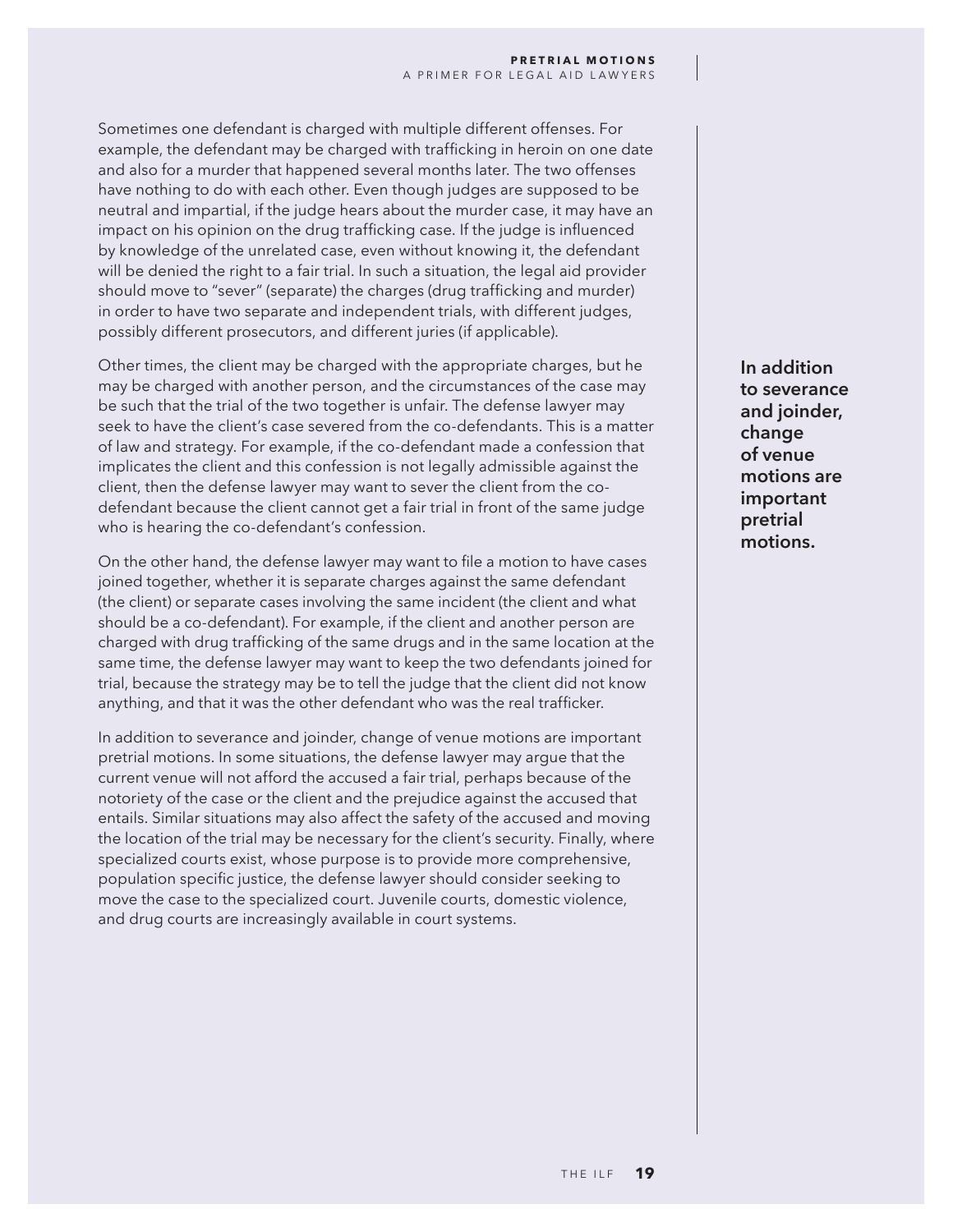Sometimes one defendant is charged with multiple different offenses. For example, the defendant may be charged with trafficking in heroin on one date and also for a murder that happened several months later. The two offenses have nothing to do with each other. Even though judges are supposed to be neutral and impartial, if the judge hears about the murder case, it may have an impact on his opinion on the drug trafficking case. If the judge is influenced by knowledge of the unrelated case, even without knowing it, the defendant will be denied the right to a fair trial. In such a situation, the legal aid provider should move to "sever" (separate) the charges (drug trafficking and murder) in order to have two separate and independent trials, with different judges, possibly different prosecutors, and different juries (if applicable).

Other times, the client may be charged with the appropriate charges, but he may be charged with another person, and the circumstances of the case may be such that the trial of the two together is unfair. The defense lawyer may seek to have the client's case severed from the co-defendants. This is a matter of law and strategy. For example, if the co-defendant made a confession that implicates the client and this confession is not legally admissible against the client, then the defense lawyer may want to sever the client from the co-defendant because the client cannot get a fair trial in front of the same judge who is hearing the co-defendant's confession.

**In addition to severance and joinder, change of venue motions are important pretrial motions.**

On the other hand, the defense lawyer may want to file a motion to have cases joined together, whether it is separate charges against the same defendant (the client) or separate cases involving the same incident (the client and what should be a co-defendant). For example, if the client and another person are charged with drug trafficking of the same drugs and in the same location at the same time, the defense lawyer may want to keep the two defendants joined for trial, because the strategy may be to tell the judge that the client did not know anything, and that it was the other defendant who was the real trafficker.

In addition to severance and joinder, change of venue motions are important pretrial motions. In some situations, the defense lawyer may argue that the current venue will not afford the accused a fair trial, perhaps because of the notoriety of the case or the client and the prejudice against the accused that entails. Similar situations may also affect the safety of the accused and moving the location of the trial may be necessary for the client's security. Finally, where specialized courts exist, whose purpose is to provide more comprehensive, population specific justice, the defense lawyer should consider seeking to move the case to the specialized court. Juvenile courts, domestic violence, and drug courts are increasingly available in court systems.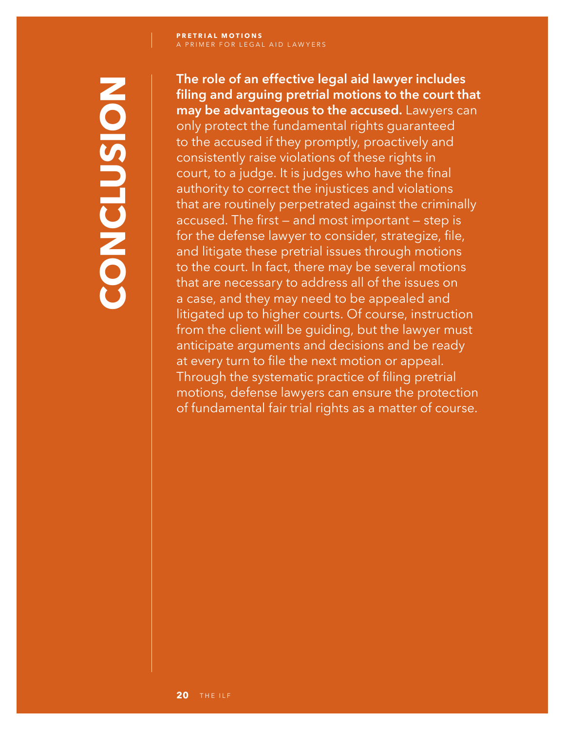# CONCLUSION

**The role of an effective legal aid lawyer includes filing and arguing pretrial motions to the court that may be advantageous to the accused.** Lawyers can only protect the fundamental rights guaranteed to the accused if they promptly, proactively and consistently raise violations of these rights in court, to a judge. It is judges who have the final authority to correct the injustices and violations that are routinely perpetrated against the criminally accused. The first — and most important — step is for the defense lawyer to consider, strategize, file, and litigate these pretrial issues through motions to the court. In fact, there may be several motions that are necessary to address all of the issues on a case, and they may need to be appealed and litigated up to higher courts. Of course, instruction from the client will be guiding, but the lawyer must anticipate arguments and decisions and be ready at every turn to file the next motion or appeal. Through the systematic practice of filing pretrial motions, defense lawyers can ensure the protection of fundamental fair trial rights as a matter of course.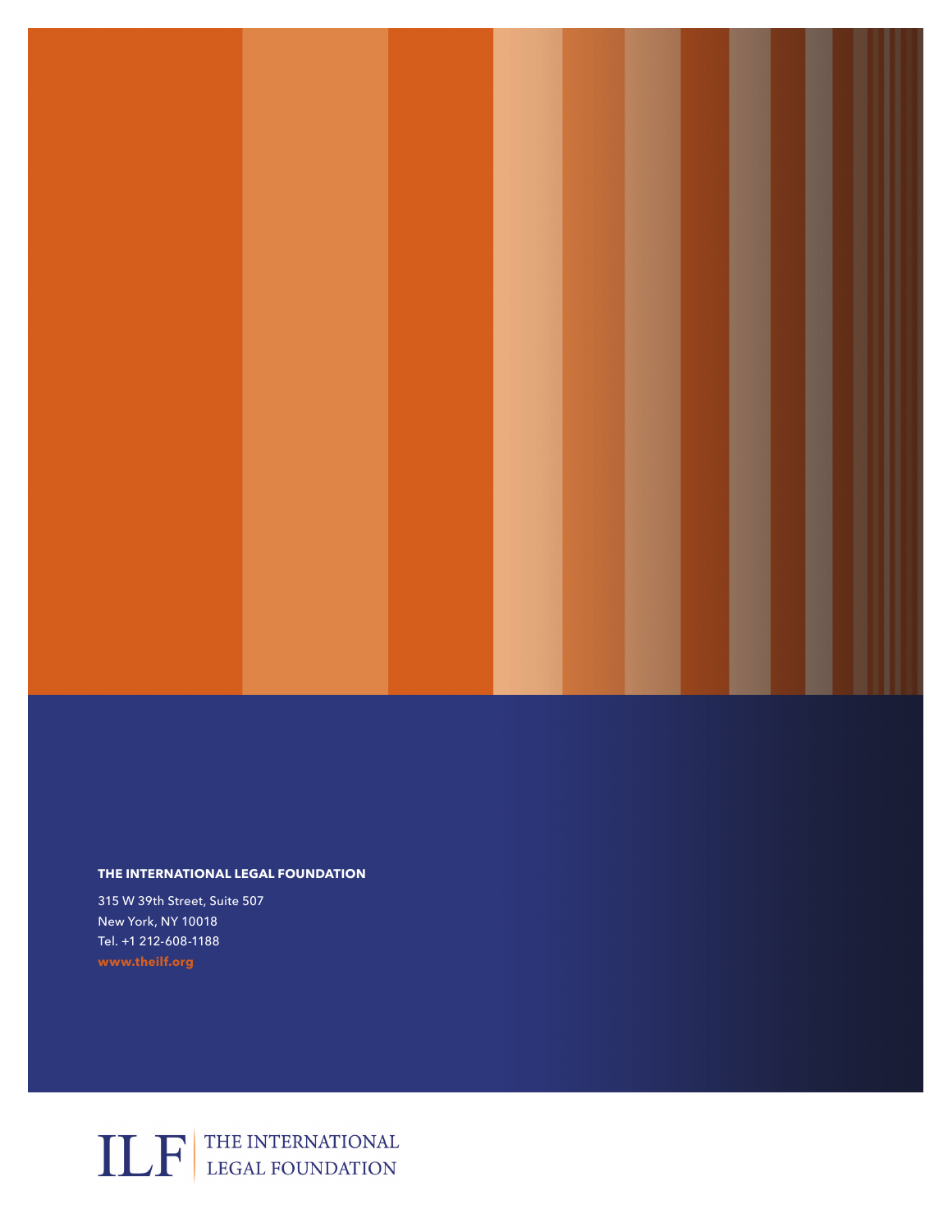**THE INTERNATIONAL LEGAL FOUNDATION**

315 W 39th Street, Suite 507
New York, NY 10018
Tel. +1 212-608-1188
**www.theilf.org**

ILF | THE INTERNATIONAL LEGAL FOUNDATION